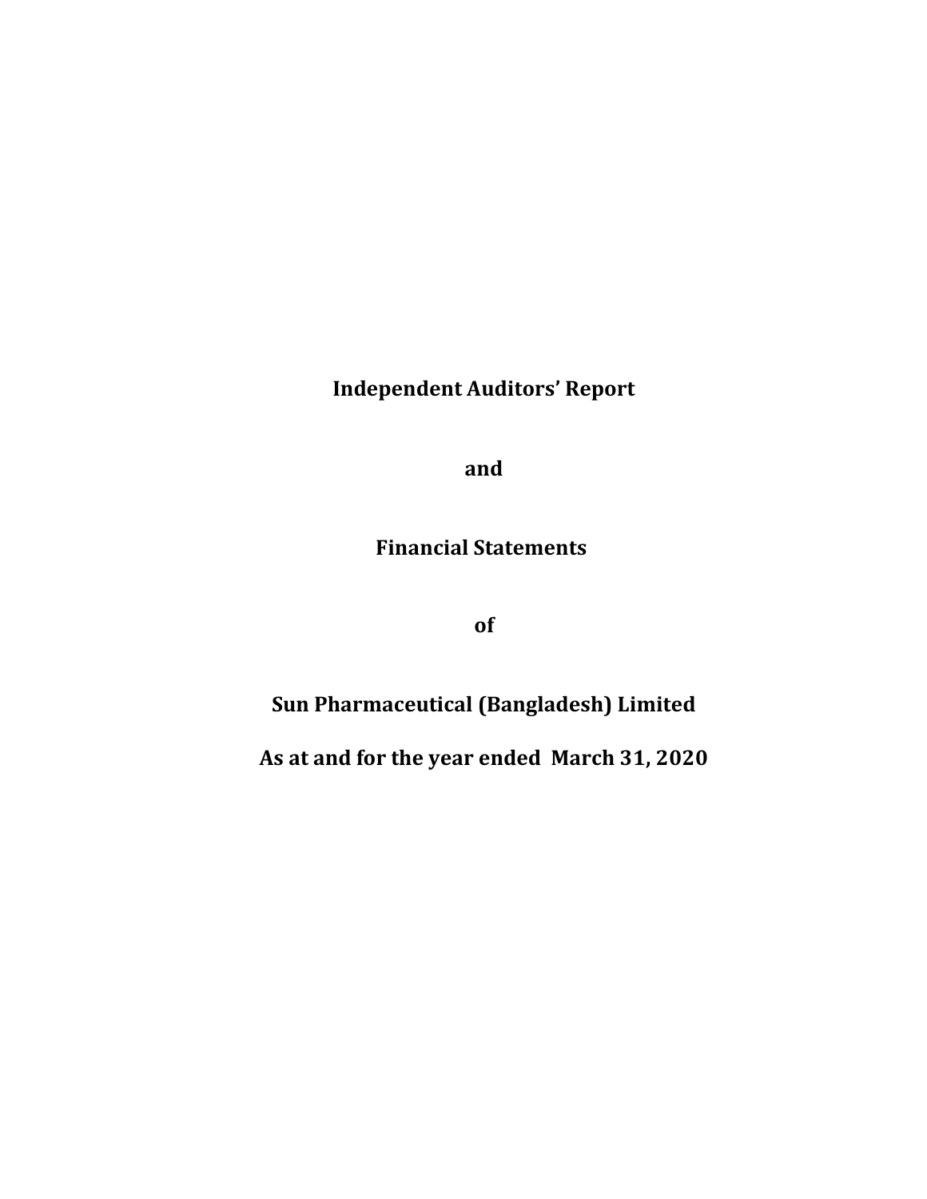# Independent Auditors' Report

# and

# Financial Statements

# of

# Sun Pharmaceutical (Bangladesh) Limited

# As at and for the year ended March 31, 2020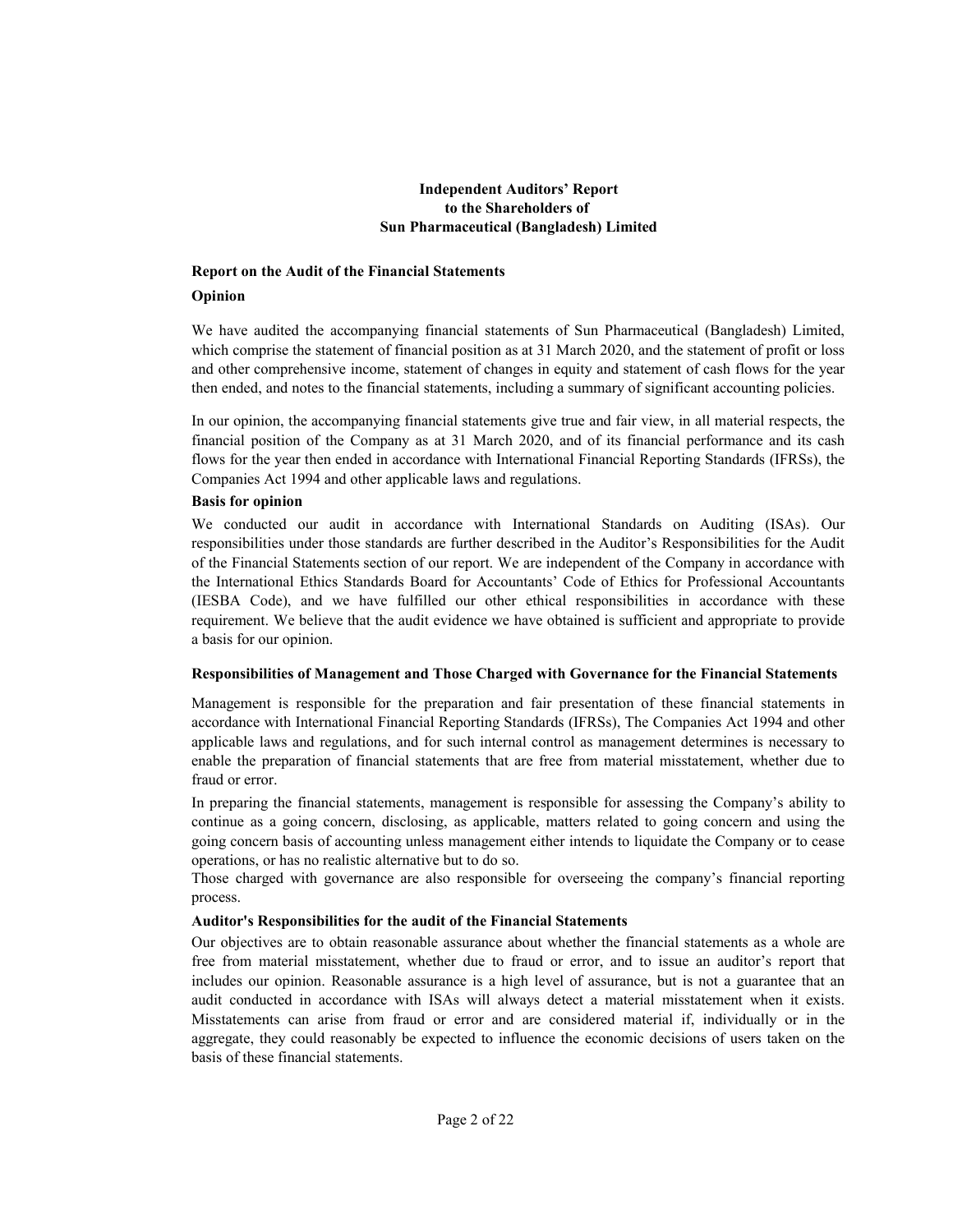**Independent Auditors' Report**
**to the Shareholders of**
**Sun Pharmaceutical (Bangladesh) Limited**

## Report on the Audit of the Financial Statements

### Opinion

We have audited the accompanying financial statements of Sun Pharmaceutical (Bangladesh) Limited, which comprise the statement of financial position as at 31 March 2020, and the statement of profit or loss and other comprehensive income, statement of changes in equity and statement of cash flows for the year then ended, and notes to the financial statements, including a summary of significant accounting policies.

In our opinion, the accompanying financial statements give true and fair view, in all material respects, the financial position of the Company as at 31 March 2020, and of its financial performance and its cash flows for the year then ended in accordance with International Financial Reporting Standards (IFRSs), the Companies Act 1994 and other applicable laws and regulations.

### Basis for opinion

We conducted our audit in accordance with International Standards on Auditing (ISAs). Our responsibilities under those standards are further described in the Auditor's Responsibilities for the Audit of the Financial Statements section of our report. We are independent of the Company in accordance with the International Ethics Standards Board for Accountants' Code of Ethics for Professional Accountants (IESBA Code), and we have fulfilled our other ethical responsibilities in accordance with these requirement. We believe that the audit evidence we have obtained is sufficient and appropriate to provide a basis for our opinion.

### Responsibilities of Management and Those Charged with Governance for the Financial Statements

Management is responsible for the preparation and fair presentation of these financial statements in accordance with International Financial Reporting Standards (IFRSs), The Companies Act 1994 and other applicable laws and regulations, and for such internal control as management determines is necessary to enable the preparation of financial statements that are free from material misstatement, whether due to fraud or error.

In preparing the financial statements, management is responsible for assessing the Company's ability to continue as a going concern, disclosing, as applicable, matters related to going concern and using the going concern basis of accounting unless management either intends to liquidate the Company or to cease operations, or has no realistic alternative but to do so.

Those charged with governance are also responsible for overseeing the company's financial reporting process.

### Auditor's Responsibilities for the audit of the Financial Statements

Our objectives are to obtain reasonable assurance about whether the financial statements as a whole are free from material misstatement, whether due to fraud or error, and to issue an auditor's report that includes our opinion. Reasonable assurance is a high level of assurance, but is not a guarantee that an audit conducted in accordance with ISAs will always detect a material misstatement when it exists. Misstatements can arise from fraud or error and are considered material if, individually or in the aggregate, they could reasonably be expected to influence the economic decisions of users taken on the basis of these financial statements.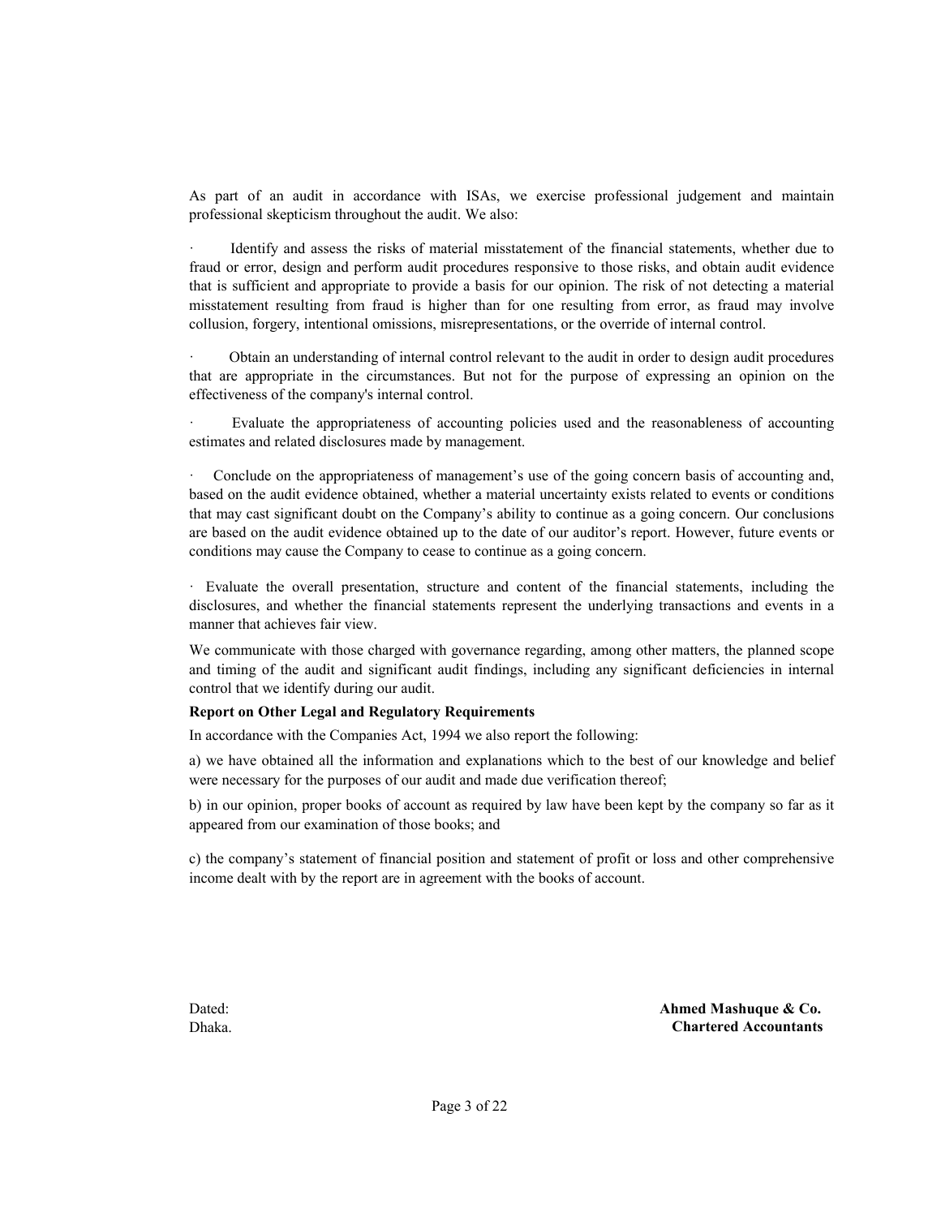As part of an audit in accordance with ISAs, we exercise professional judgement and maintain professional skepticism throughout the audit. We also:

- Identify and assess the risks of material misstatement of the financial statements, whether due to fraud or error, design and perform audit procedures responsive to those risks, and obtain audit evidence that is sufficient and appropriate to provide a basis for our opinion. The risk of not detecting a material misstatement resulting from fraud is higher than for one resulting from error, as fraud may involve collusion, forgery, intentional omissions, misrepresentations, or the override of internal control.

- Obtain an understanding of internal control relevant to the audit in order to design audit procedures that are appropriate in the circumstances. But not for the purpose of expressing an opinion on the effectiveness of the company's internal control.

- Evaluate the appropriateness of accounting policies used and the reasonableness of accounting estimates and related disclosures made by management.

- Conclude on the appropriateness of management's use of the going concern basis of accounting and, based on the audit evidence obtained, whether a material uncertainty exists related to events or conditions that may cast significant doubt on the Company's ability to continue as a going concern. Our conclusions are based on the audit evidence obtained up to the date of our auditor's report. However, future events or conditions may cause the Company to cease to continue as a going concern.

- Evaluate the overall presentation, structure and content of the financial statements, including the disclosures, and whether the financial statements represent the underlying transactions and events in a manner that achieves fair view.

We communicate with those charged with governance regarding, among other matters, the planned scope and timing of the audit and significant audit findings, including any significant deficiencies in internal control that we identify during our audit.

**Report on Other Legal and Regulatory Requirements**

In accordance with the Companies Act, 1994 we also report the following:

a) we have obtained all the information and explanations which to the best of our knowledge and belief were necessary for the purposes of our audit and made due verification thereof;

b) in our opinion, proper books of account as required by law have been kept by the company so far as it appeared from our examination of those books; and

c) the company's statement of financial position and statement of profit or loss and other comprehensive income dealt with by the report are in agreement with the books of account.

Dated:
Dhaka.

**Ahmed Mashuque & Co.**
**Chartered Accountants**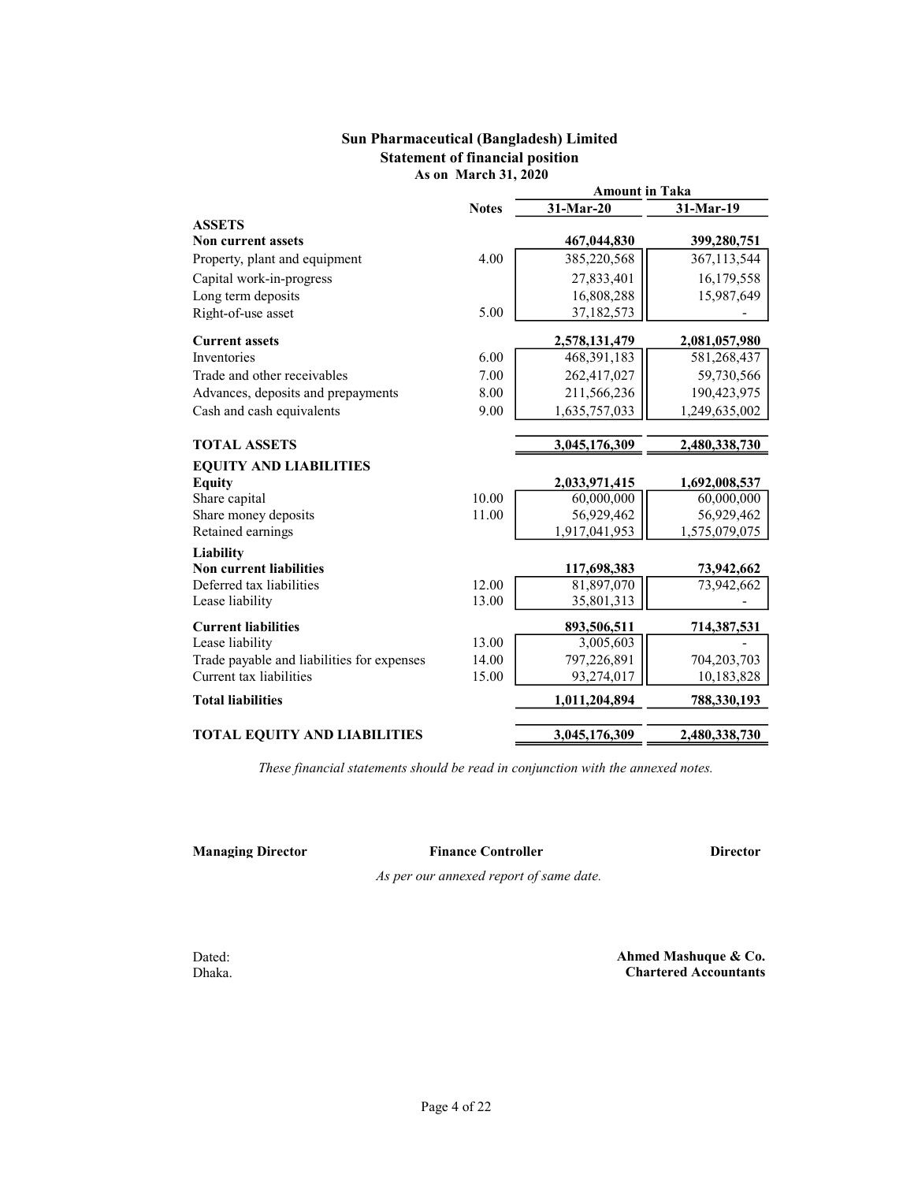# Sun Pharmaceutical (Bangladesh) Limited
## Statement of financial position
### As on March 31, 2020

| | Notes | Amount in Taka | |
|---|---|---|---|
| | | 31-Mar-20 | 31-Mar-19 |
| **ASSETS** | | | |
| **Non current assets** | | **467,044,830** | **399,280,751** |
| Property, plant and equipment | 4.00 | 385,220,568 | 367,113,544 |
| Capital work-in-progress | | 27,833,401 | 16,179,558 |
| Long term deposits | | 16,808,288 | 15,987,649 |
| Right-of-use asset | 5.00 | 37,182,573 | - |
| **Current assets** | | **2,578,131,479** | **2,081,057,980** |
| Inventories | 6.00 | 468,391,183 | 581,268,437 |
| Trade and other receivables | 7.00 | 262,417,027 | 59,730,566 |
| Advances, deposits and prepayments | 8.00 | 211,566,236 | 190,423,975 |
| Cash and cash equivalents | 9.00 | 1,635,757,033 | 1,249,635,002 |
| **TOTAL ASSETS** | | **3,045,176,309** | **2,480,338,730** |
| **EQUITY AND LIABILITIES** | | | |
| **Equity** | | **2,033,971,415** | **1,692,008,537** |
| Share capital | 10.00 | 60,000,000 | 60,000,000 |
| Share money deposits | 11.00 | 56,929,462 | 56,929,462 |
| Retained earnings | | 1,917,041,953 | 1,575,079,075 |
| **Liability** | | | |
| **Non current liabilities** | | **117,698,383** | **73,942,662** |
| Deferred tax liabilities | 12.00 | 81,897,070 | 73,942,662 |
| Lease liability | 13.00 | 35,801,313 | - |
| **Current liabilities** | | **893,506,511** | **714,387,531** |
| Lease liability | 13.00 | 3,005,603 | - |
| Trade payable and liabilities for expenses | 14.00 | 797,226,891 | 704,203,703 |
| Current tax liabilities | 15.00 | 93,274,017 | 10,183,828 |
| **Total liabilities** | | **1,011,204,894** | **788,330,193** |
| **TOTAL EQUITY AND LIABILITIES** | | **3,045,176,309** | **2,480,338,730** |

*These financial statements should be read in conjunction with the annexed notes.*

**Managing Director** **Finance Controller** **Director**

*As per our annexed report of same date.*

Dated:
Dhaka.

**Ahmed Mashuque & Co.**
**Chartered Accountants**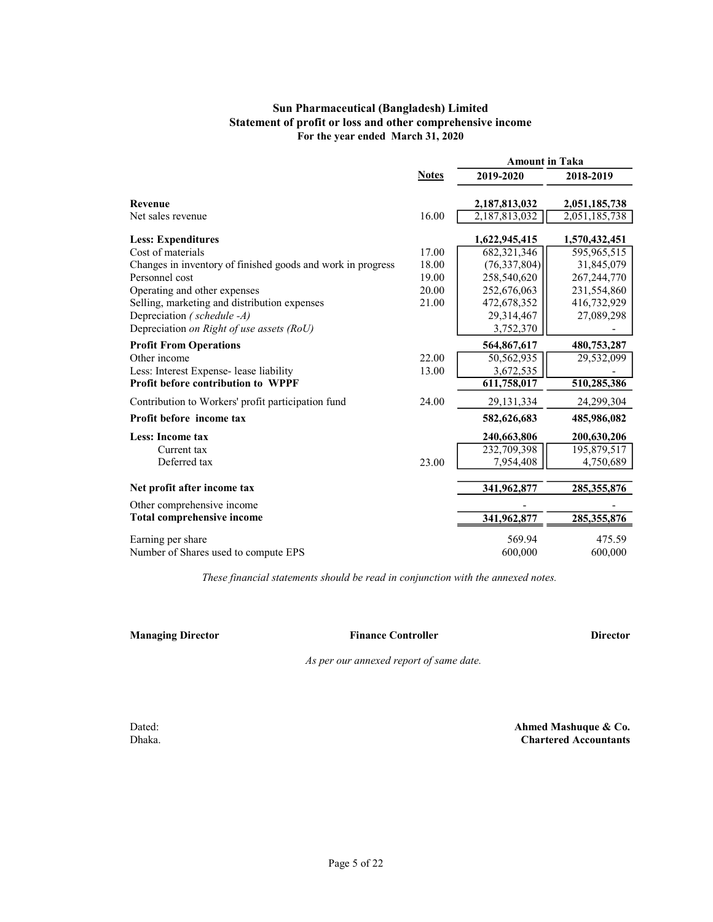# Sun Pharmaceutical (Bangladesh) Limited
## Statement of profit or loss and other comprehensive income
### For the year ended March 31, 2020

| | Notes | Amount in Taka 2019-2020 | 2018-2019 |
|---|---|---|---|
| **Revenue** | | **2,187,813,032** | **2,051,185,738** |
| Net sales revenue | 16.00 | 2,187,813,032 | 2,051,185,738 |
| **Less: Expenditures** | | **1,622,945,415** | **1,570,432,451** |
| Cost of materials | 17.00 | 682,321,346 | 595,965,515 |
| Changes in inventory of finished goods and work in progress | 18.00 | (76,337,804) | 31,845,079 |
| Personnel cost | 19.00 | 258,540,620 | 267,244,770 |
| Operating and other expenses | 20.00 | 252,676,063 | 231,554,860 |
| Selling, marketing and distribution expenses | 21.00 | 472,678,352 | 416,732,929 |
| Depreciation *( schedule -A)* | | 29,314,467 | 27,089,298 |
| Depreciation *on Right of use assets (RoU)* | | 3,752,370 | - |
| **Profit From Operations** | | **564,867,617** | **480,753,287** |
| Other income | 22.00 | 50,562,935 | 29,532,099 |
| Less: Interest Expense- lease liability | 13.00 | 3,672,535 | - |
| **Profit before contribution to WPPF** | | **611,758,017** | **510,285,386** |
| Contribution to Workers' profit participation fund | 24.00 | 29,131,334 | 24,299,304 |
| **Profit before income tax** | | **582,626,683** | **485,986,082** |
| **Less: Income tax** | | **240,663,806** | **200,630,206** |
| Current tax | | 232,709,398 | 195,879,517 |
| Deferred tax | 23.00 | 7,954,408 | 4,750,689 |
| **Net profit after income tax** | | **341,962,877** | **285,355,876** |
| Other comprehensive income | | - | - |
| **Total comprehensive income** | | **341,962,877** | **285,355,876** |
| Earning per share | | 569.94 | 475.59 |
| Number of Shares used to compute EPS | | 600,000 | 600,000 |

*These financial statements should be read in conjunction with the annexed notes.*

**Managing Director** | **Finance Controller** | **Director**

*As per our annexed report of same date.*

Dated:
Dhaka.

**Ahmed Mashuque & Co.**
**Chartered Accountants**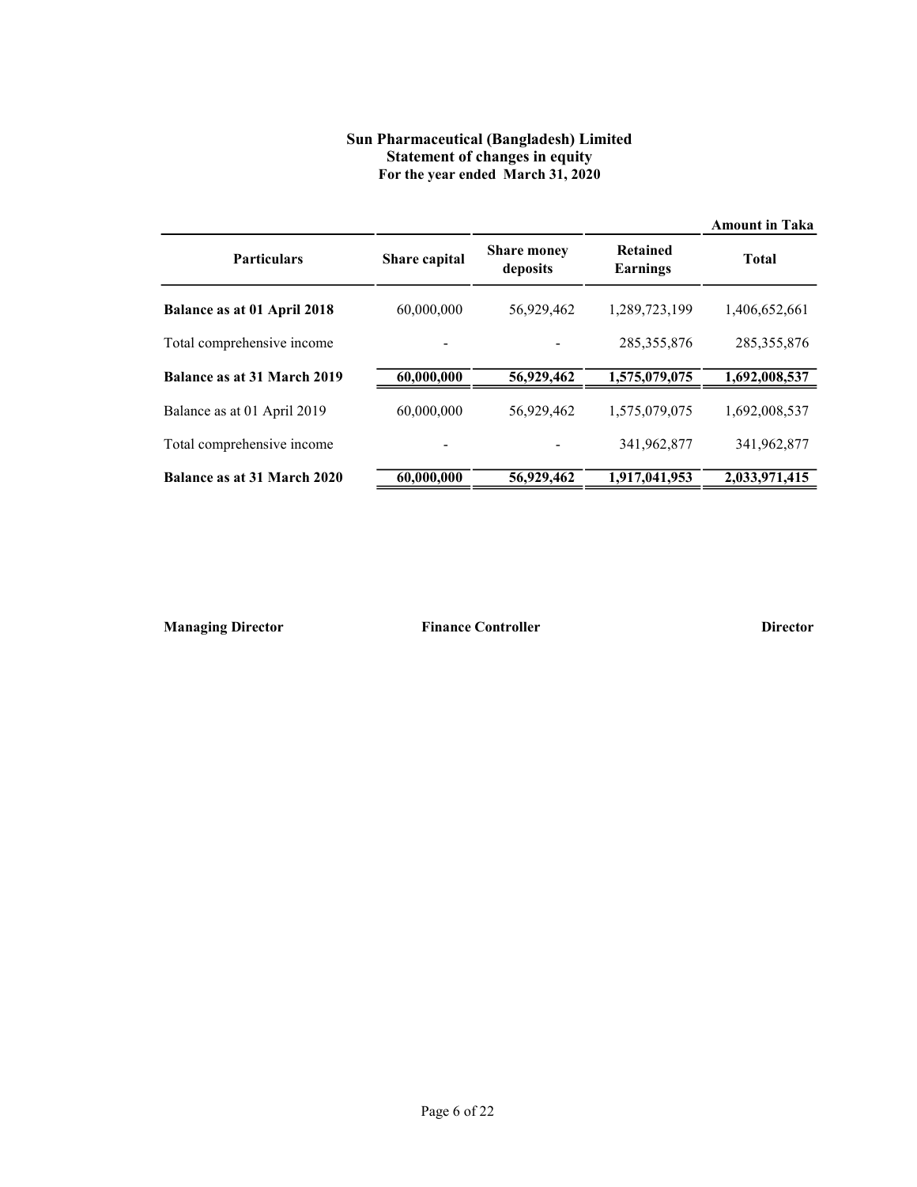# Sun Pharmaceutical (Bangladesh) Limited
## Statement of changes in equity
### For the year ended March 31, 2020

**Amount in Taka**

| Particulars | Share capital | Share money deposits | Retained Earnings | Total |
|---|---|---|---|---|
| **Balance as at 01 April 2018** | 60,000,000 | 56,929,462 | 1,289,723,199 | 1,406,652,661 |
| Total comprehensive income | - | - | 285,355,876 | 285,355,876 |
| **Balance as at 31 March 2019** | **60,000,000** | **56,929,462** | **1,575,079,075** | **1,692,008,537** |
| Balance as at 01 April 2019 | 60,000,000 | 56,929,462 | 1,575,079,075 | 1,692,008,537 |
| Total comprehensive income | - | - | 341,962,877 | 341,962,877 |
| **Balance as at 31 March 2020** | **60,000,000** | **56,929,462** | **1,917,041,953** | **2,033,971,415** |

**Managing Director** **Finance Controller** **Director**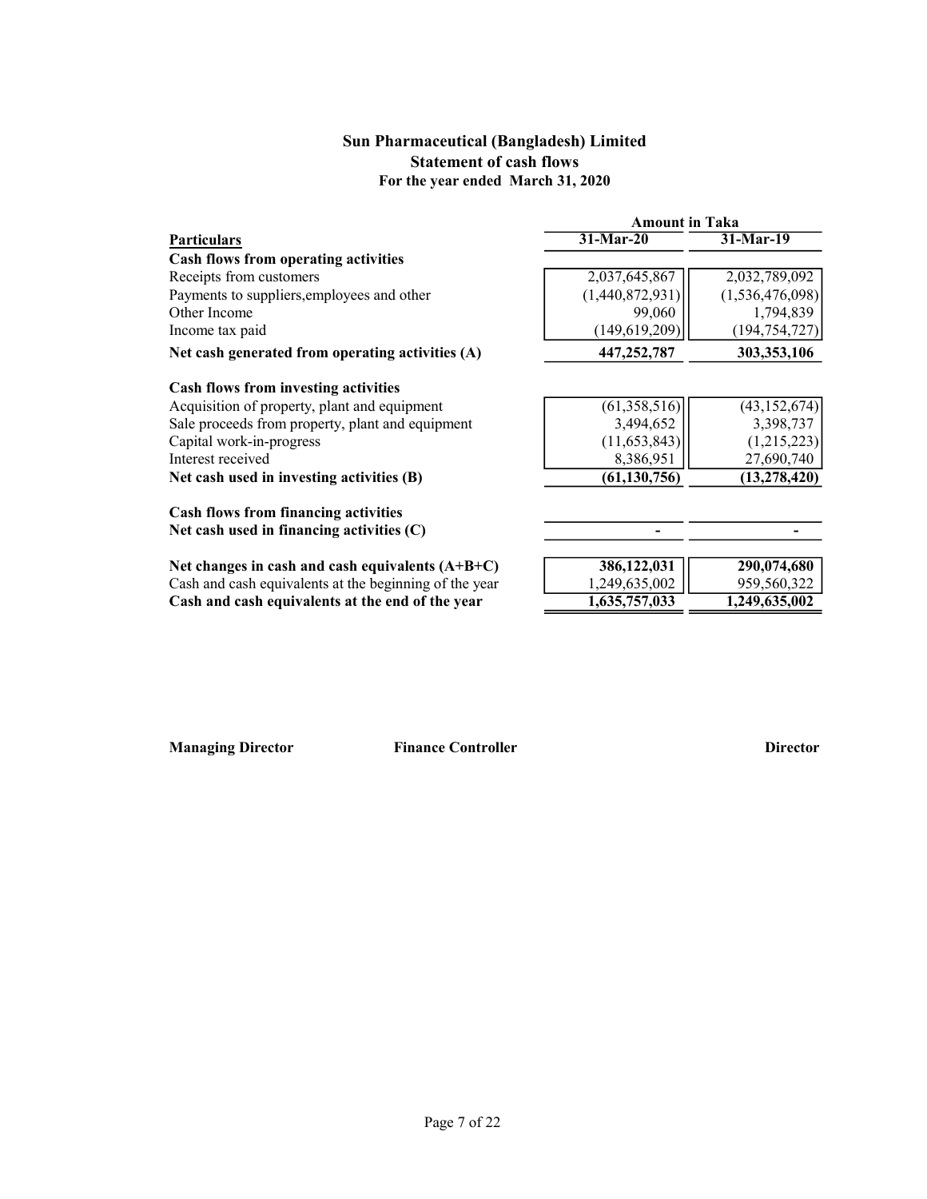# Sun Pharmaceutical (Bangladesh) Limited
## Statement of cash flows
### For the year ended March 31, 2020

| Particulars | Amount in Taka | |
|---|---|---|
| | 31-Mar-20 | 31-Mar-19 |
| **Cash flows from operating activities** | | |
| Receipts from customers | 2,037,645,867 | 2,032,789,092 |
| Payments to suppliers,employees and other | (1,440,872,931) | (1,536,476,098) |
| Other Income | 99,060 | 1,794,839 |
| Income tax paid | (149,619,209) | (194,754,727) |
| **Net cash generated from operating activities (A)** | **447,252,787** | **303,353,106** |
| **Cash flows from investing activities** | | |
| Acquisition of property, plant and equipment | (61,358,516) | (43,152,674) |
| Sale proceeds from property, plant and equipment | 3,494,652 | 3,398,737 |
| Capital work-in-progress | (11,653,843) | (1,215,223) |
| Interest received | 8,386,951 | 27,690,740 |
| **Net cash used in investing activities (B)** | **(61,130,756)** | **(13,278,420)** |
| **Cash flows from financing activities** | | |
| **Net cash used in financing activities (C)** | **-** | **-** |
| **Net changes in cash and cash equivalents (A+B+C)** | **386,122,031** | **290,074,680** |
| Cash and cash equivalents at the beginning of the year | 1,249,635,002 | 959,560,322 |
| **Cash and cash equivalents at the end of the year** | **1,635,757,033** | **1,249,635,002** |

**Managing Director** **Finance Controller** **Director**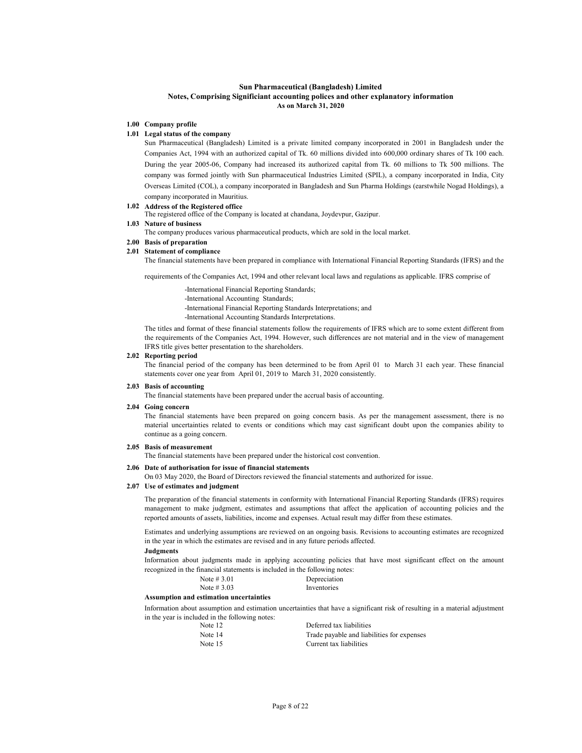# Sun Pharmaceutical (Bangladesh) Limited

## Notes, Comprising Significiant accounting polices and other explanatory information

### As on March 31, 2020

**1.00 Company profile**

**1.01 Legal status of the company**

Sun Pharmaceutical (Bangladesh) Limited is a private limited company incorporated in 2001 in Bangladesh under the Companies Act, 1994 with an authorized capital of Tk. 60 millions divided into 600,000 ordinary shares of Tk 100 each. During the year 2005-06, Company had increased its authorized capital from Tk. 60 millions to Tk 500 millions. The company was formed jointly with Sun pharmaceutical Industries Limited (SPIL), a company incorporated in India, City Overseas Limited (COL), a company incorporated in Bangladesh and Sun Pharma Holdings (earstwhile Nogad Holdings), a company incorporated in Mauritius.

**1.02 Address of the Registered office**

The registered office of the Company is located at chandana, Joydevpur, Gazipur.

**1.03 Nature of business**

The company produces various pharmaceutical products, which are sold in the local market.

**2.00 Basis of preparation**

**2.01 Statement of compliance**

The financial statements have been prepared in compliance with International Financial Reporting Standards (IFRS) and the requirements of the Companies Act, 1994 and other relevant local laws and regulations as applicable. IFRS comprise of

- International Financial Reporting Standards;
- International Accounting Standards;
- International Financial Reporting Standards Interpretations; and
- International Accounting Standards Interpretations.

The titles and format of these financial statements follow the requirements of IFRS which are to some extent different from the requirements of the Companies Act, 1994. However, such differences are not material and in the view of management IFRS title gives better presentation to the shareholders.

**2.02 Reporting period**

The financial period of the company has been determined to be from April 01 to March 31 each year. These financial statements cover one year from April 01, 2019 to March 31, 2020 consistently.

**2.03 Basis of accounting**

The financial statements have been prepared under the accrual basis of accounting.

**2.04 Going concern**

The financial statements have been prepared on going concern basis. As per the management assessment, there is no material uncertainties related to events or conditions which may cast significant doubt upon the companies ability to continue as a going concern.

**2.05 Basis of measurement**

The financial statements have been prepared under the historical cost convention.

**2.06 Date of authorisation for issue of financial statements**

On 03 May 2020, the Board of Directors reviewed the financial statements and authorized for issue.

**2.07 Use of estimates and judgment**

The preparation of the financial statements in conformity with International Financial Reporting Standards (IFRS) requires management to make judgment, estimates and assumptions that affect the application of accounting policies and the reported amounts of assets, liabilities, income and expenses. Actual result may differ from these estimates.

Estimates and underlying assumptions are reviewed on an ongoing basis. Revisions to accounting estimates are recognized in the year in which the estimates are revised and in any future periods affected.

**Judgments**

Information about judgments made in applying accounting policies that have most significant effect on the amount recognized in the financial statements is included in the following notes:

| | |
|---|---|
| Note # 3.01 | Depreciation |
| Note # 3.03 | Inventories |

**Assumption and estimation uncertainties**

Information about assumption and estimation uncertainties that have a significant risk of resulting in a material adjustment in the year is included in the following notes:

| | |
|---|---|
| Note 12 | Deferred tax liabilities |
| Note 14 | Trade payable and liabilities for expenses |
| Note 15 | Current tax liabilities |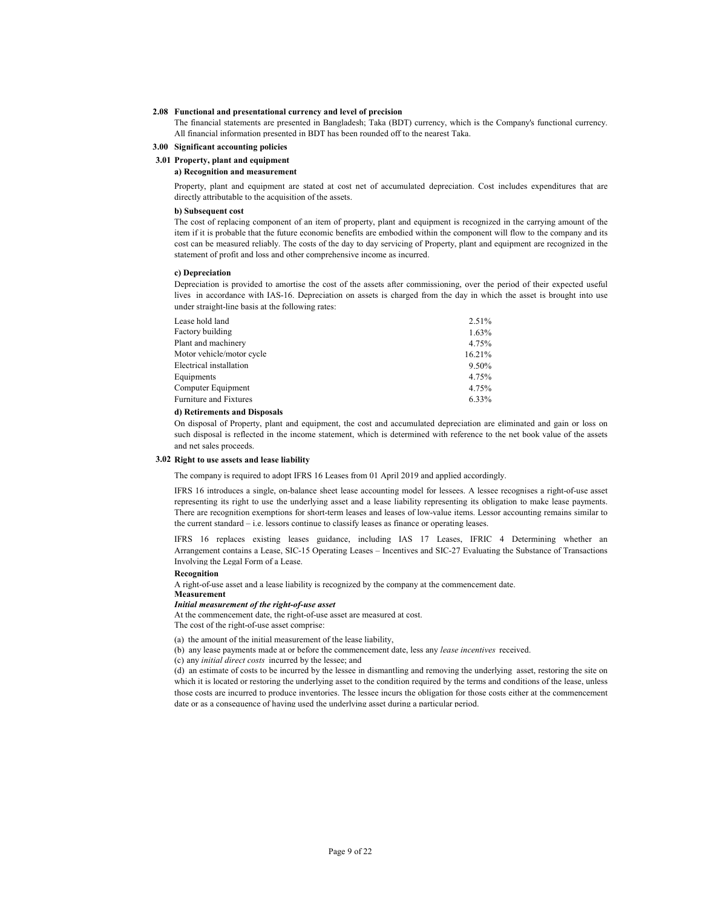### 2.08 Functional and presentational currency and level of precision

The financial statements are presented in Bangladesh; Taka (BDT) currency, which is the Company's functional currency. All financial information presented in BDT has been rounded off to the nearest Taka.

## 3.00 Significant accounting policies

### 3.01 Property, plant and equipment

**a) Recognition and measurement**

Property, plant and equipment are stated at cost net of accumulated depreciation. Cost includes expenditures that are directly attributable to the acquisition of the assets.

**b) Subsequent cost**

The cost of replacing component of an item of property, plant and equipment is recognized in the carrying amount of the item if it is probable that the future economic benefits are embodied within the component will flow to the company and its cost can be measured reliably. The costs of the day to day servicing of Property, plant and equipment are recognized in the statement of profit and loss and other comprehensive income as incurred.

**c) Depreciation**

Depreciation is provided to amortise the cost of the assets after commissioning, over the period of their expected useful lives in accordance with IAS-16. Depreciation on assets is charged from the day in which the asset is brought into use under straight-line basis at the following rates:

| Asset | Rate |
|---|---|
| Lease hold land | 2.51% |
| Factory building | 1.63% |
| Plant and machinery | 4.75% |
| Motor vehicle/motor cycle | 16.21% |
| Electrical installation | 9.50% |
| Equipments | 4.75% |
| Computer Equipment | 4.75% |
| Furniture and Fixtures | 6.33% |

**d) Retirements and Disposals**

On disposal of Property, plant and equipment, the cost and accumulated depreciation are eliminated and gain or loss on such disposal is reflected in the income statement, which is determined with reference to the net book value of the assets and net sales proceeds.

### 3.02 Right to use assets and lease liability

The company is required to adopt IFRS 16 Leases from 01 April 2019 and applied accordingly.

IFRS 16 introduces a single, on-balance sheet lease accounting model for lessees. A lessee recognises a right-of-use asset representing its right to use the underlying asset and a lease liability representing its obligation to make lease payments. There are recognition exemptions for short-term leases and leases of low-value items. Lessor accounting remains similar to the current standard – i.e. lessors continue to classify leases as finance or operating leases.

IFRS 16 replaces existing leases guidance, including IAS 17 Leases, IFRIC 4 Determining whether an Arrangement contains a Lease, SIC-15 Operating Leases – Incentives and SIC-27 Evaluating the Substance of Transactions Involving the Legal Form of a Lease.

**Recognition**

A right-of-use asset and a lease liability is recognized by the company at the commencement date.

**Measurement**

***Initial measurement of the right-of-use asset***

At the commencement date, the right-of-use asset are measured at cost.
The cost of the right-of-use asset comprise:

(a) the amount of the initial measurement of the lease liability,

(b) any lease payments made at or before the commencement date, less any *lease incentives* received.

(c) any *initial direct costs* incurred by the lessee; and

(d) an estimate of costs to be incurred by the lessee in dismantling and removing the underlying asset, restoring the site on which it is located or restoring the underlying asset to the condition required by the terms and conditions of the lease, unless those costs are incurred to produce inventories. The lessee incurs the obligation for those costs either at the commencement date or as a consequence of having used the underlying asset during a particular period.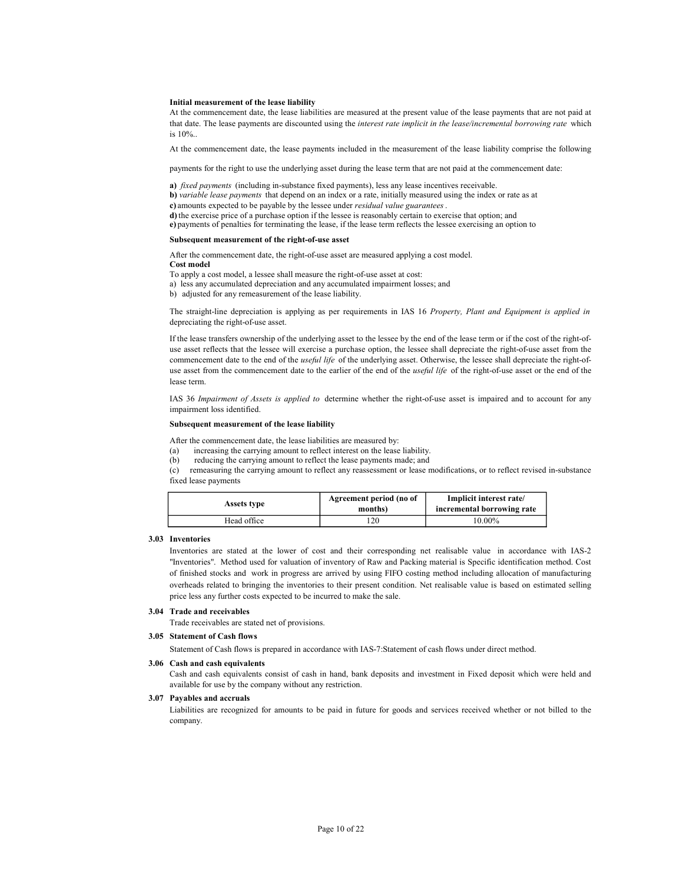**Initial measurement of the lease liability**

At the commencement date, the lease liabilities are measured at the present value of the lease payments that are not paid at that date. The lease payments are discounted using the *interest rate implicit in the lease/incremental borrowing rate* which is 10%..

At the commencement date, the lease payments included in the measurement of the lease liability comprise the following

payments for the right to use the underlying asset during the lease term that are not paid at the commencement date:

**a)** *fixed payments* (including in-substance fixed payments), less any lease incentives receivable.
**b)** *variable lease payments* that depend on an index or a rate, initially measured using the index or rate as at
**c)** amounts expected to be payable by the lessee under *residual value guarantees* .
**d)** the exercise price of a purchase option if the lessee is reasonably certain to exercise that option; and
**e)** payments of penalties for terminating the lease, if the lease term reflects the lessee exercising an option to

**Subsequent measurement of the right-of-use asset**

After the commencement date, the right-of-use asset are measured applying a cost model.
**Cost model**
To apply a cost model, a lessee shall measure the right-of-use asset at cost:
a) less any accumulated depreciation and any accumulated impairment losses; and
b) adjusted for any remeasurement of the lease liability.

The straight-line depreciation is applying as per requirements in IAS 16 *Property, Plant and Equipment is applied in* depreciating the right-of-use asset.

If the lease transfers ownership of the underlying asset to the lessee by the end of the lease term or if the cost of the right-of-use asset reflects that the lessee will exercise a purchase option, the lessee shall depreciate the right-of-use asset from the commencement date to the end of the *useful life* of the underlying asset. Otherwise, the lessee shall depreciate the right-of-use asset from the commencement date to the earlier of the end of the *useful life* of the right-of-use asset or the end of the lease term.

IAS 36 *Impairment of Assets is applied to* determine whether the right-of-use asset is impaired and to account for any impairment loss identified.

**Subsequent measurement of the lease liability**

After the commencement date, the lease liabilities are measured by:
(a) increasing the carrying amount to reflect interest on the lease liability.
(b) reducing the carrying amount to reflect the lease payments made; and
(c) remeasuring the carrying amount to reflect any reassessment or lease modifications, or to reflect revised in-substance fixed lease payments

| Assets type | Agreement period (no of months) | Implicit interest rate/ incremental borrowing rate |
|---|---|---|
| Head office | 120 | 10.00% |

**3.03 Inventories**

Inventories are stated at the lower of cost and their corresponding net realisable value in accordance with IAS-2 "Inventories". Method used for valuation of inventory of Raw and Packing material is Specific identification method. Cost of finished stocks and work in progress are arrived by using FIFO costing method including allocation of manufacturing overheads related to bringing the inventories to their present condition. Net realisable value is based on estimated selling price less any further costs expected to be incurred to make the sale.

**3.04 Trade and receivables**

Trade receivables are stated net of provisions.

**3.05 Statement of Cash flows**

Statement of Cash flows is prepared in accordance with IAS-7:Statement of cash flows under direct method.

**3.06 Cash and cash equivalents**

Cash and cash equivalents consist of cash in hand, bank deposits and investment in Fixed deposit which were held and available for use by the company without any restriction.

**3.07 Payables and accruals**

Liabilities are recognized for amounts to be paid in future for goods and services received whether or not billed to the company.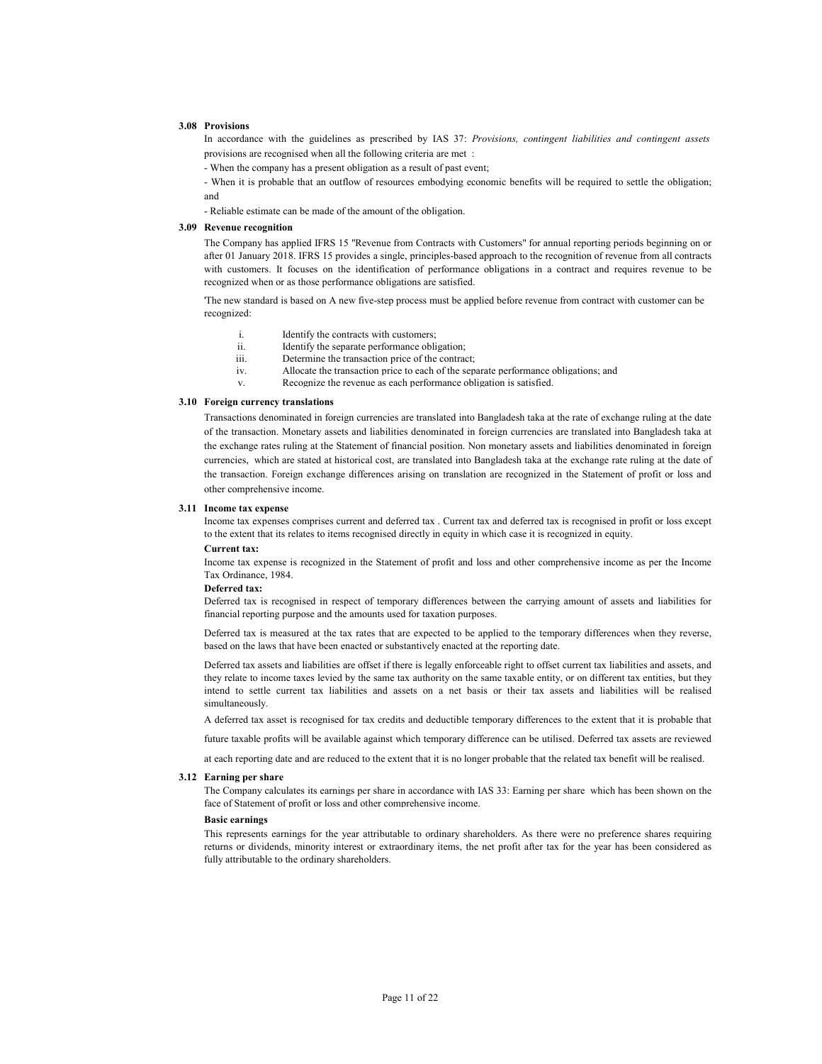### 3.08 Provisions

In accordance with the guidelines as prescribed by IAS 37: *Provisions, contingent liabilities and contingent assets* provisions are recognised when all the following criteria are met :

- When the company has a present obligation as a result of past event;
- When it is probable that an outflow of resources embodying economic benefits will be required to settle the obligation; and
- Reliable estimate can be made of the amount of the obligation.

### 3.09 Revenue recognition

The Company has applied IFRS 15 "Revenue from Contracts with Customers" for annual reporting periods beginning on or after 01 January 2018. IFRS 15 provides a single, principles-based approach to the recognition of revenue from all contracts with customers. It focuses on the identification of performance obligations in a contract and requires revenue to be recognized when or as those performance obligations are satisfied.

'The new standard is based on A new five-step process must be applied before revenue from contract with customer can be recognized:

i. Identify the contracts with customers;
ii. Identify the separate performance obligation;
iii. Determine the transaction price of the contract;
iv. Allocate the transaction price to each of the separate performance obligations; and
v. Recognize the revenue as each performance obligation is satisfied.

### 3.10 Foreign currency translations

Transactions denominated in foreign currencies are translated into Bangladesh taka at the rate of exchange ruling at the date of the transaction. Monetary assets and liabilities denominated in foreign currencies are translated into Bangladesh taka at the exchange rates ruling at the Statement of financial position. Non monetary assets and liabilities denominated in foreign currencies, which are stated at historical cost, are translated into Bangladesh taka at the exchange rate ruling at the date of the transaction. Foreign exchange differences arising on translation are recognized in the Statement of profit or loss and other comprehensive income.

### 3.11 Income tax expense

Income tax expenses comprises current and deferred tax . Current tax and deferred tax is recognised in profit or loss except to the extent that its relates to items recognised directly in equity in which case it is recognized in equity.

**Current tax:**

Income tax expense is recognized in the Statement of profit and loss and other comprehensive income as per the Income Tax Ordinance, 1984.

**Deferred tax:**

Deferred tax is recognised in respect of temporary differences between the carrying amount of assets and liabilities for financial reporting purpose and the amounts used for taxation purposes.

Deferred tax is measured at the tax rates that are expected to be applied to the temporary differences when they reverse, based on the laws that have been enacted or substantively enacted at the reporting date.

Deferred tax assets and liabilities are offset if there is legally enforceable right to offset current tax liabilities and assets, and they relate to income taxes levied by the same tax authority on the same taxable entity, or on different tax entities, but they intend to settle current tax liabilities and assets on a net basis or their tax assets and liabilities will be realised simultaneously.

A deferred tax asset is recognised for tax credits and deductible temporary differences to the extent that it is probable that future taxable profits will be available against which temporary difference can be utilised. Deferred tax assets are reviewed at each reporting date and are reduced to the extent that it is no longer probable that the related tax benefit will be realised.

### 3.12 Earning per share

The Company calculates its earnings per share in accordance with IAS 33: Earning per share which has been shown on the face of Statement of profit or loss and other comprehensive income.

**Basic earnings**

This represents earnings for the year attributable to ordinary shareholders. As there were no preference shares requiring returns or dividends, minority interest or extraordinary items, the net profit after tax for the year has been considered as fully attributable to the ordinary shareholders.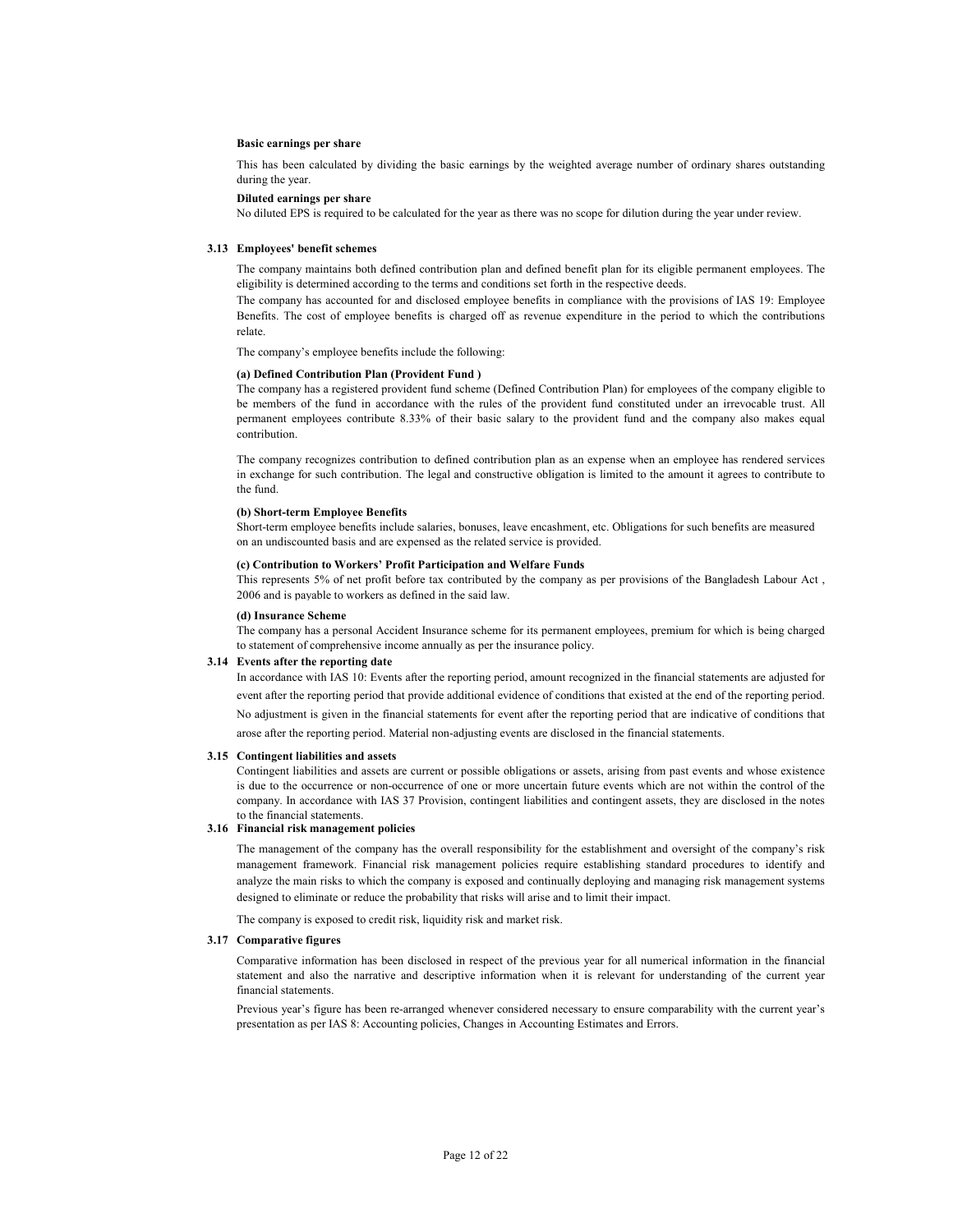**Basic earnings per share**

This has been calculated by dividing the basic earnings by the weighted average number of ordinary shares outstanding during the year.

**Diluted earnings per share**

No diluted EPS is required to be calculated for the year as there was no scope for dilution during the year under review.

### 3.13 Employees' benefit schemes

The company maintains both defined contribution plan and defined benefit plan for its eligible permanent employees. The eligibility is determined according to the terms and conditions set forth in the respective deeds.

The company has accounted for and disclosed employee benefits in compliance with the provisions of IAS 19: Employee Benefits. The cost of employee benefits is charged off as revenue expenditure in the period to which the contributions relate.

The company's employee benefits include the following:

**(a) Defined Contribution Plan (Provident Fund )**

The company has a registered provident fund scheme (Defined Contribution Plan) for employees of the company eligible to be members of the fund in accordance with the rules of the provident fund constituted under an irrevocable trust. All permanent employees contribute 8.33% of their basic salary to the provident fund and the company also makes equal contribution.

The company recognizes contribution to defined contribution plan as an expense when an employee has rendered services in exchange for such contribution. The legal and constructive obligation is limited to the amount it agrees to contribute to the fund.

**(b) Short-term Employee Benefits**

Short-term employee benefits include salaries, bonuses, leave encashment, etc. Obligations for such benefits are measured on an undiscounted basis and are expensed as the related service is provided.

**(c) Contribution to Workers' Profit Participation and Welfare Funds**

This represents 5% of net profit before tax contributed by the company as per provisions of the Bangladesh Labour Act , 2006 and is payable to workers as defined in the said law.

**(d) Insurance Scheme**

The company has a personal Accident Insurance scheme for its permanent employees, premium for which is being charged to statement of comprehensive income annually as per the insurance policy.

### 3.14 Events after the reporting date

In accordance with IAS 10: Events after the reporting period, amount recognized in the financial statements are adjusted for event after the reporting period that provide additional evidence of conditions that existed at the end of the reporting period. No adjustment is given in the financial statements for event after the reporting period that are indicative of conditions that arose after the reporting period. Material non-adjusting events are disclosed in the financial statements.

### 3.15 Contingent liabilities and assets

Contingent liabilities and assets are current or possible obligations or assets, arising from past events and whose existence is due to the occurrence or non-occurrence of one or more uncertain future events which are not within the control of the company. In accordance with IAS 37 Provision, contingent liabilities and contingent assets, they are disclosed in the notes to the financial statements.

### 3.16 Financial risk management policies

The management of the company has the overall responsibility for the establishment and oversight of the company's risk management framework. Financial risk management policies require establishing standard procedures to identify and analyze the main risks to which the company is exposed and continually deploying and managing risk management systems designed to eliminate or reduce the probability that risks will arise and to limit their impact.

The company is exposed to credit risk, liquidity risk and market risk.

### 3.17 Comparative figures

Comparative information has been disclosed in respect of the previous year for all numerical information in the financial statement and also the narrative and descriptive information when it is relevant for understanding of the current year financial statements.

Previous year's figure has been re-arranged whenever considered necessary to ensure comparability with the current year's presentation as per IAS 8: Accounting policies, Changes in Accounting Estimates and Errors.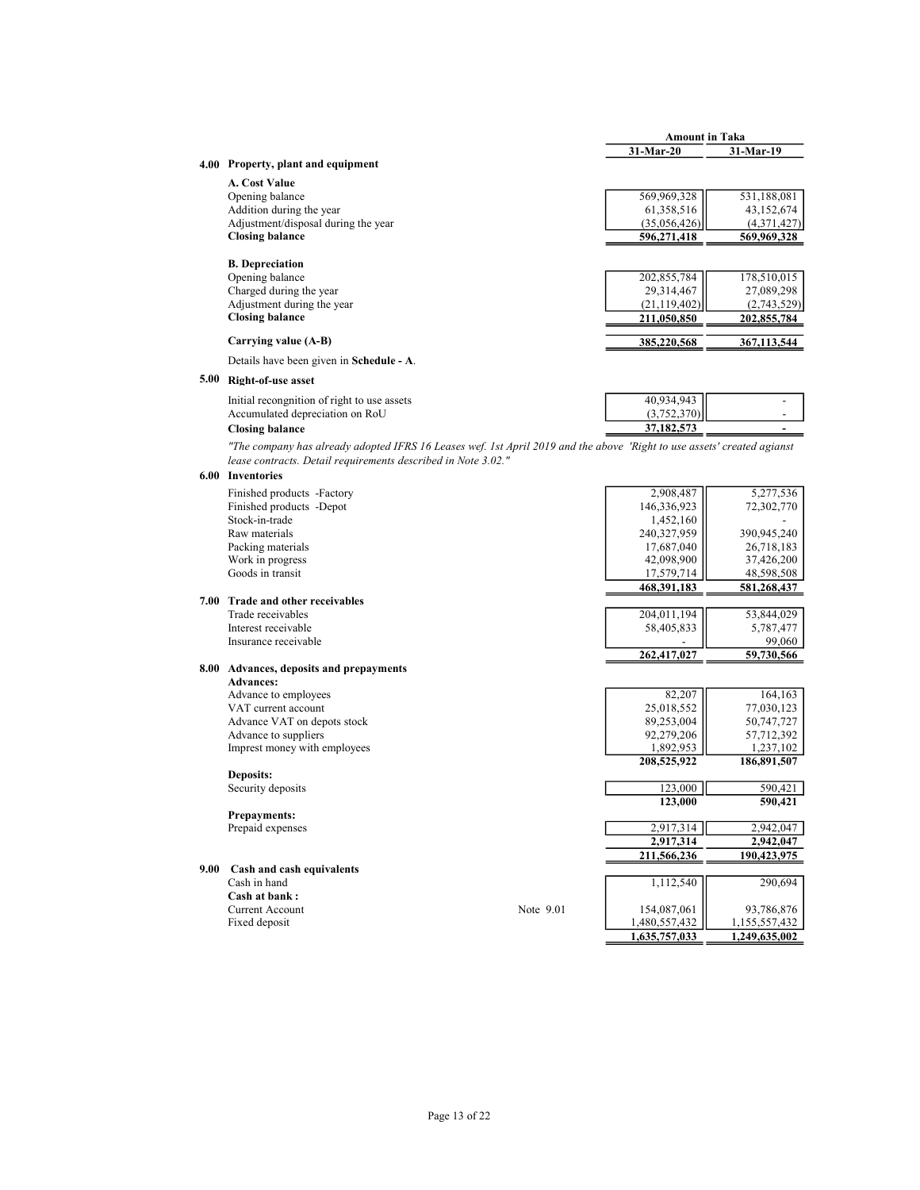| | | Amount in Taka | |
|---|---|---|---|
| | | **31-Mar-20** | **31-Mar-19** |
| **4.00** | **Property, plant and equipment** | | |
| | **A. Cost Value** | | |
| | Opening balance | 569,969,328 | 531,188,081 |
| | Addition during the year | 61,358,516 | 43,152,674 |
| | Adjustment/disposal during the year | (35,056,426) | (4,371,427) |
| | **Closing balance** | **596,271,418** | **569,969,328** |
| | **B. Depreciation** | | |
| | Opening balance | 202,855,784 | 178,510,015 |
| | Charged during the year | 29,314,467 | 27,089,298 |
| | Adjustment during the year | (21,119,402) | (2,743,529) |
| | **Closing balance** | **211,050,850** | **202,855,784** |
| | **Carrying value (A-B)** | **385,220,568** | **367,113,544** |

Details have been given in **Schedule - A**.

| | | 31-Mar-20 | 31-Mar-19 |
|---|---|---|---|
| **5.00** | **Right-of-use asset** | | |
| | Initial recongnition of right to use assets | 40,934,943 | - |
| | Accumulated depreciation on RoU | (3,752,370) | - |
| | **Closing balance** | **37,182,573** | **-** |

*"The company has already adopted IFRS 16 Leases wef. 1st April 2019 and the above 'Right to use assets' created agianst lease contracts. Detail requirements described in Note 3.02."*

| | | 31-Mar-20 | 31-Mar-19 |
|---|---|---|---|
| **6.00** | **Inventories** | | |
| | Finished products -Factory | 2,908,487 | 5,277,536 |
| | Finished products -Depot | 146,336,923 | 72,302,770 |
| | Stock-in-trade | 1,452,160 | - |
| | Raw materials | 240,327,959 | 390,945,240 |
| | Packing materials | 17,687,040 | 26,718,183 |
| | Work in progress | 42,098,900 | 37,426,200 |
| | Goods in transit | 17,579,714 | 48,598,508 |
| | | **468,391,183** | **581,268,437** |
| **7.00** | **Trade and other receivables** | | |
| | Trade receivables | 204,011,194 | 53,844,029 |
| | Interest receivable | 58,405,833 | 5,787,477 |
| | Insurance receivable | - | 99,060 |
| | | **262,417,027** | **59,730,566** |
| **8.00** | **Advances, deposits and prepayments** | | |
| | **Advances:** | | |
| | Advance to employees | 82,207 | 164,163 |
| | VAT current account | 25,018,552 | 77,030,123 |
| | Advance VAT on depots stock | 89,253,004 | 50,747,727 |
| | Advance to suppliers | 92,279,206 | 57,712,392 |
| | Imprest money with employees | 1,892,953 | 1,237,102 |
| | | **208,525,922** | **186,891,507** |
| | **Deposits:** | | |
| | Security deposits | 123,000 | 590,421 |
| | | **123,000** | **590,421** |
| | **Prepayments:** | | |
| | Prepaid expenses | 2,917,314 | 2,942,047 |
| | | **2,917,314** | **2,942,047** |
| | | **211,566,236** | **190,423,975** |

| | | | 31-Mar-20 | 31-Mar-19 |
|---|---|---|---|---|
| **9.00** | **Cash and cash equivalents** | | | |
| | Cash in hand | | 1,112,540 | 290,694 |
| | **Cash at bank :** | | | |
| | Current Account | Note 9.01 | 154,087,061 | 93,786,876 |
| | Fixed deposit | | 1,480,557,432 | 1,155,557,432 |
| | | | **1,635,757,033** | **1,249,635,002** |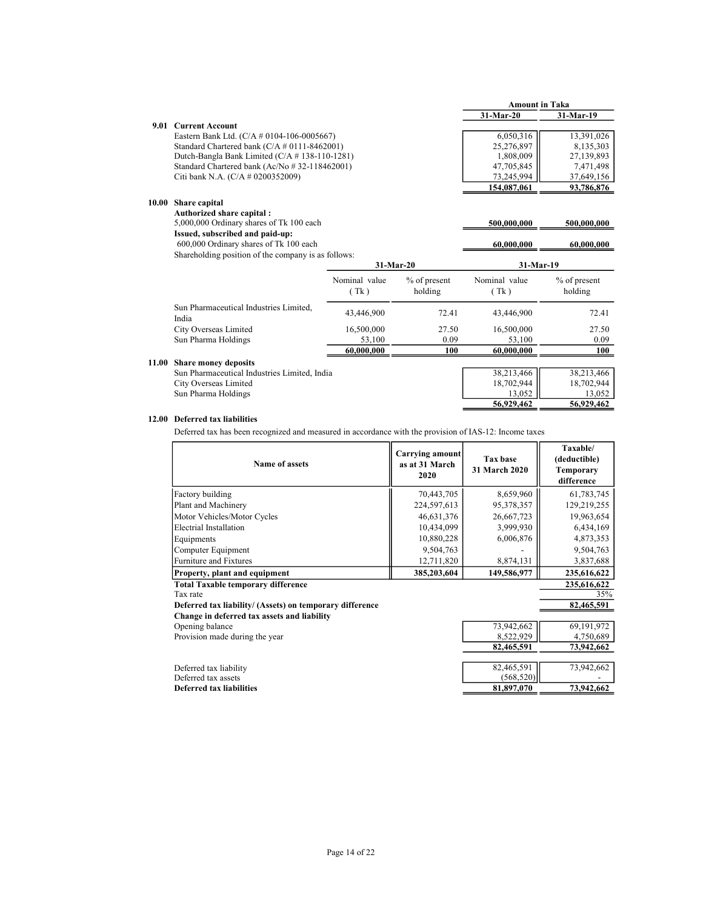| | Amount in Taka | |
|---|---|---|
| | 31-Mar-20 | 31-Mar-19 |

**9.01 Current Account**

| | 31-Mar-20 | 31-Mar-19 |
|---|---|---|
| Eastern Bank Ltd. (C/A # 0104-106-0005667) | 6,050,316 | 13,391,026 |
| Standard Chartered bank (C/A # 0111-8462001) | 25,276,897 | 8,135,303 |
| Dutch-Bangla Bank Limited (C/A # 138-110-1281) | 1,808,009 | 27,139,893 |
| Standard Chartered bank (Ac/No # 32-118462001) | 47,705,845 | 7,471,498 |
| Citi bank N.A. (C/A # 0200352009) | 73,245,994 | 37,649,156 |
| | **154,087,061** | **93,786,876** |

**10.00 Share capital**

| | 31-Mar-20 | 31-Mar-19 |
|---|---|---|
| **Authorized share capital :** | | |
| 5,000,000 Ordinary shares of Tk 100 each | **500,000,000** | **500,000,000** |
| **Issued, subscribed and paid-up:** | | |
| 600,000 Ordinary shares of Tk 100 each | **60,000,000** | **60,000,000** |

Shareholding position of the company is as follows:

| | 31-Mar-20 | | 31-Mar-19 | |
|---|---|---|---|---|
| | Nominal value ( Tk ) | % of present holding | Nominal value ( Tk ) | % of present holding |
| Sun Pharmaceutical Industries Limited, India | 43,446,900 | 72.41 | 43,446,900 | 72.41 |
| City Overseas Limited | 16,500,000 | 27.50 | 16,500,000 | 27.50 |
| Sun Pharma Holdings | 53,100 | 0.09 | 53,100 | 0.09 |
| | **60,000,000** | **100** | **60,000,000** | **100** |

**11.00 Share money deposits**

| | 31-Mar-20 | 31-Mar-19 |
|---|---|---|
| Sun Pharmaceutical Industries Limited, India | 38,213,466 | 38,213,466 |
| City Overseas Limited | 18,702,944 | 18,702,944 |
| Sun Pharma Holdings | 13,052 | 13,052 |
| | **56,929,462** | **56,929,462** |

**12.00 Deferred tax liabilities**

Deferred tax has been recognized and measured in accordance with the provision of IAS-12: Income taxes

| Name of assets | Carrying amount as at 31 March 2020 | Tax base 31 March 2020 | Taxable/ (deductible) Temporary difference |
|---|---|---|---|
| Factory building | 70,443,705 | 8,659,960 | 61,783,745 |
| Plant and Machinery | 224,597,613 | 95,378,357 | 129,219,255 |
| Motor Vehicles/Motor Cycles | 46,631,376 | 26,667,723 | 19,963,654 |
| Electrial Installation | 10,434,099 | 3,999,930 | 6,434,169 |
| Equipments | 10,880,228 | 6,006,876 | 4,873,353 |
| Computer Equipment | 9,504,763 | - | 9,504,763 |
| Furniture and Fixtures | 12,711,820 | 8,874,131 | 3,837,688 |
| **Property, plant and equipment** | **385,203,604** | **149,586,977** | **235,616,622** |
| **Total Taxable temporary difference** | | | **235,616,622** |
| Tax rate | | | 35% |
| **Deferred tax liability/ (Assets) on temporary difference** | | | **82,465,591** |

**Change in deferred tax assets and liability**

| | 31-Mar-20 | 31-Mar-19 |
|---|---|---|
| Opening balance | 73,942,662 | 69,191,972 |
| Provision made during the year | 8,522,929 | 4,750,689 |
| | **82,465,591** | **73,942,662** |
| | | |
| Deferred tax liability | 82,465,591 | 73,942,662 |
| Deferred tax assets | (568,520) | - |
| **Deferred tax liabilities** | **81,897,070** | **73,942,662** |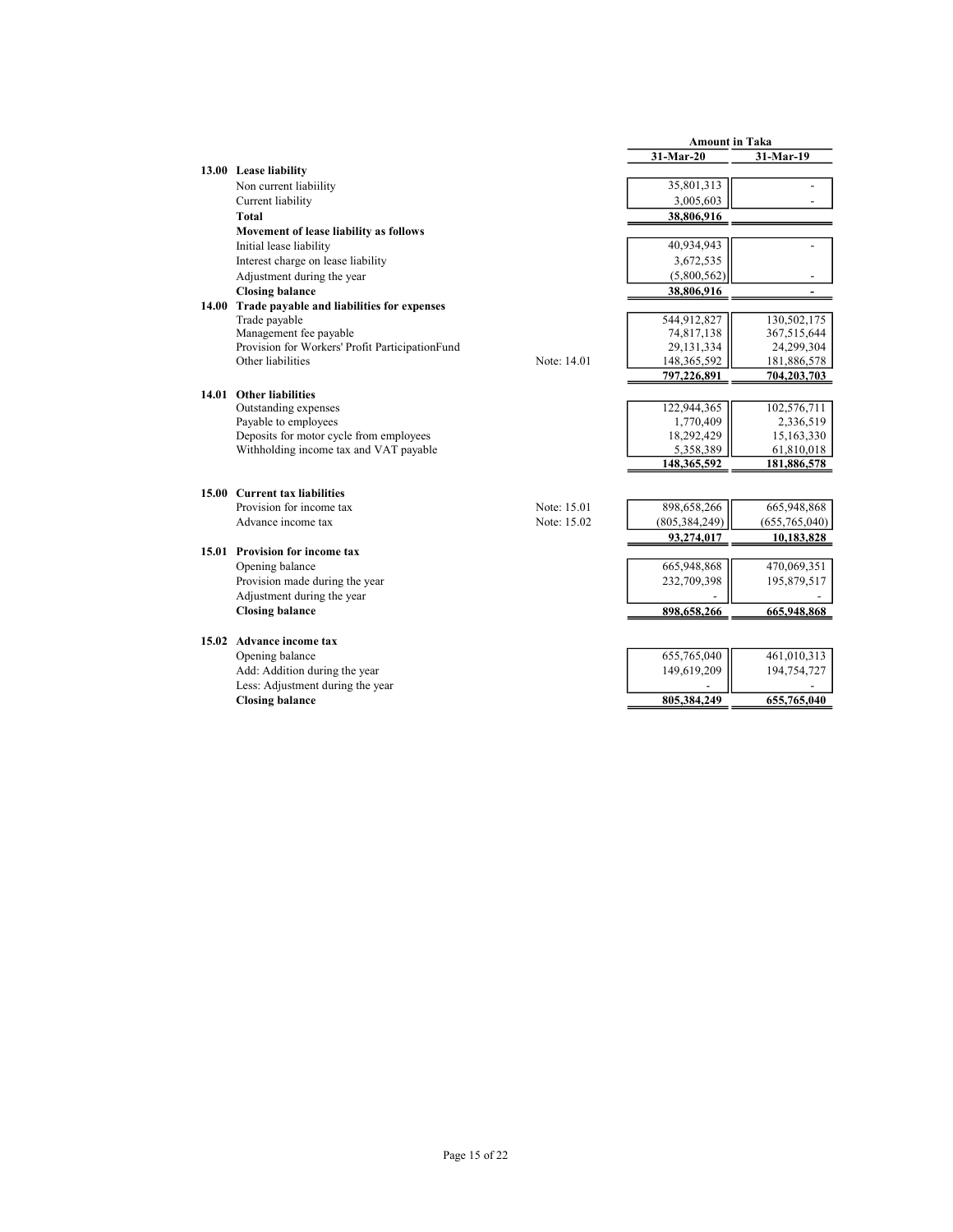| | | | Amount in Taka | |
|---|---|---|---|---|
| | | | **31-Mar-20** | **31-Mar-19** |
| **13.00** | **Lease liability** | | | |
| | Non current liabiility | | 35,801,313 | - |
| | Current liability | | 3,005,603 | - |
| | **Total** | | **38,806,916** | |
| | **Movement of lease liability as follows** | | | |
| | Initial lease liability | | 40,934,943 | - |
| | Interest charge on lease liability | | 3,672,535 | |
| | Adjustment during the year | | (5,800,562) | - |
| | **Closing balance** | | **38,806,916** | **-** |
| **14.00** | **Trade payable and liabilities for expenses** | | | |
| | Trade payable | | 544,912,827 | 130,502,175 |
| | Management fee payable | | 74,817,138 | 367,515,644 |
| | Provision for Workers' Profit ParticipationFund | | 29,131,334 | 24,299,304 |
| | Other liabilities | Note: 14.01 | 148,365,592 | 181,886,578 |
| | | | **797,226,891** | **704,203,703** |
| **14.01** | **Other liabilities** | | | |
| | Outstanding expenses | | 122,944,365 | 102,576,711 |
| | Payable to employees | | 1,770,409 | 2,336,519 |
| | Deposits for motor cycle from employees | | 18,292,429 | 15,163,330 |
| | Withholding income tax and VAT payable | | 5,358,389 | 61,810,018 |
| | | | **148,365,592** | **181,886,578** |
| **15.00** | **Current tax liabilities** | | | |
| | Provision for income tax | Note: 15.01 | 898,658,266 | 665,948,868 |
| | Advance income tax | Note: 15.02 | (805,384,249) | (655,765,040) |
| | | | **93,274,017** | **10,183,828** |
| **15.01** | **Provision for income tax** | | | |
| | Opening balance | | 665,948,868 | 470,069,351 |
| | Provision made during the year | | 232,709,398 | 195,879,517 |
| | Adjustment during the year | | - | - |
| | **Closing balance** | | **898,658,266** | **665,948,868** |
| **15.02** | **Advance income tax** | | | |
| | Opening balance | | 655,765,040 | 461,010,313 |
| | Add: Addition during the year | | 149,619,209 | 194,754,727 |
| | Less: Adjustment during the year | | - | - |
| | **Closing balance** | | **805,384,249** | **655,765,040** |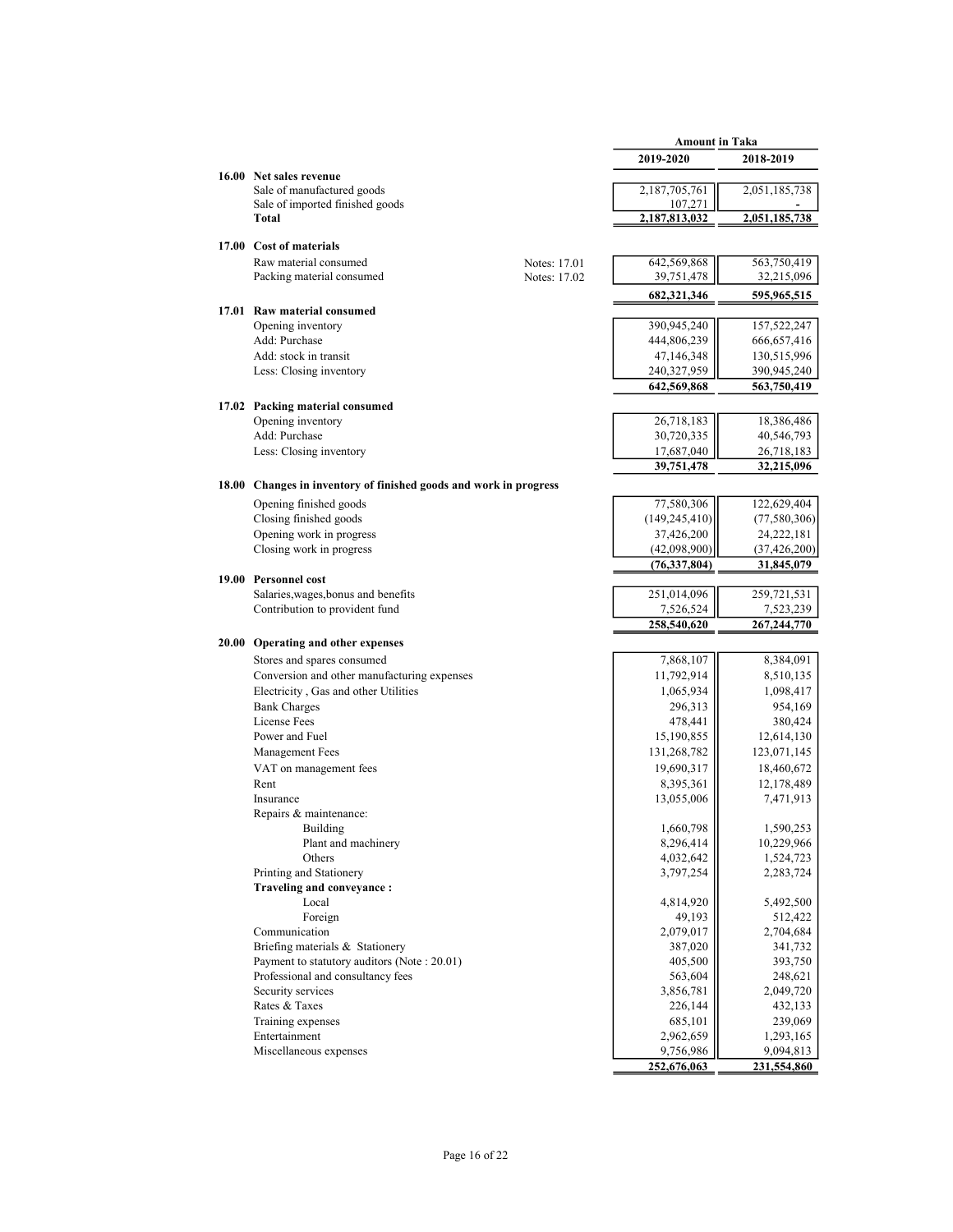| | | Amount in Taka | |
|---|---|---|---|
| | | 2019-2020 | 2018-2019 |
| **16.00 Net sales revenue** | | | |
| Sale of manufactured goods | | 2,187,705,761 | 2,051,185,738 |
| Sale of imported finished goods | | 107,271 | - |
| **Total** | | **2,187,813,032** | **2,051,185,738** |
| | | | |
| **17.00 Cost of materials** | | | |
| Raw material consumed | Notes: 17.01 | 642,569,868 | 563,750,419 |
| Packing material consumed | Notes: 17.02 | 39,751,478 | 32,215,096 |
| | | **682,321,346** | **595,965,515** |
| **17.01 Raw material consumed** | | | |
| Opening inventory | | 390,945,240 | 157,522,247 |
| Add: Purchase | | 444,806,239 | 666,657,416 |
| Add: stock in transit | | 47,146,348 | 130,515,996 |
| Less: Closing inventory | | 240,327,959 | 390,945,240 |
| | | **642,569,868** | **563,750,419** |
| | | | |
| **17.02 Packing material consumed** | | | |
| Opening inventory | | 26,718,183 | 18,386,486 |
| Add: Purchase | | 30,720,335 | 40,546,793 |
| Less: Closing inventory | | 17,687,040 | 26,718,183 |
| | | **39,751,478** | **32,215,096** |
| | | | |
| **18.00 Changes in inventory of finished goods and work in progress** | | | |
| Opening finished goods | | 77,580,306 | 122,629,404 |
| Closing finished goods | | (149,245,410) | (77,580,306) |
| Opening work in progress | | 37,426,200 | 24,222,181 |
| Closing work in progress | | (42,098,900) | (37,426,200) |
| | | **(76,337,804)** | **31,845,079** |
| **19.00 Personnel cost** | | | |
| Salaries,wages,bonus and benefits | | 251,014,096 | 259,721,531 |
| Contribution to provident fund | | 7,526,524 | 7,523,239 |
| | | **258,540,620** | **267,244,770** |
| | | | |
| **20.00 Operating and other expenses** | | | |
| Stores and spares consumed | | 7,868,107 | 8,384,091 |
| Conversion and other manufacturing expenses | | 11,792,914 | 8,510,135 |
| Electricity , Gas and other Utilities | | 1,065,934 | 1,098,417 |
| Bank Charges | | 296,313 | 954,169 |
| License Fees | | 478,441 | 380,424 |
| Power and Fuel | | 15,190,855 | 12,614,130 |
| Management Fees | | 131,268,782 | 123,071,145 |
| VAT on management fees | | 19,690,317 | 18,460,672 |
| Rent | | 8,395,361 | 12,178,489 |
| Insurance | | 13,055,006 | 7,471,913 |
| Repairs & maintenance: | | | |
| Building | | 1,660,798 | 1,590,253 |
| Plant and machinery | | 8,296,414 | 10,229,966 |
| Others | | 4,032,642 | 1,524,723 |
| Printing and Stationery | | 3,797,254 | 2,283,724 |
| **Traveling and conveyance :** | | | |
| Local | | 4,814,920 | 5,492,500 |
| Foreign | | 49,193 | 512,422 |
| Communication | | 2,079,017 | 2,704,684 |
| Briefing materials & Stationery | | 387,020 | 341,732 |
| Payment to statutory auditors (Note : 20.01) | | 405,500 | 393,750 |
| Professional and consultancy fees | | 563,604 | 248,621 |
| Security services | | 3,856,781 | 2,049,720 |
| Rates & Taxes | | 226,144 | 432,133 |
| Training expenses | | 685,101 | 239,069 |
| Entertainment | | 2,962,659 | 1,293,165 |
| Miscellaneous expenses | | 9,756,986 | 9,094,813 |
| | | **252,676,063** | **231,554,860** |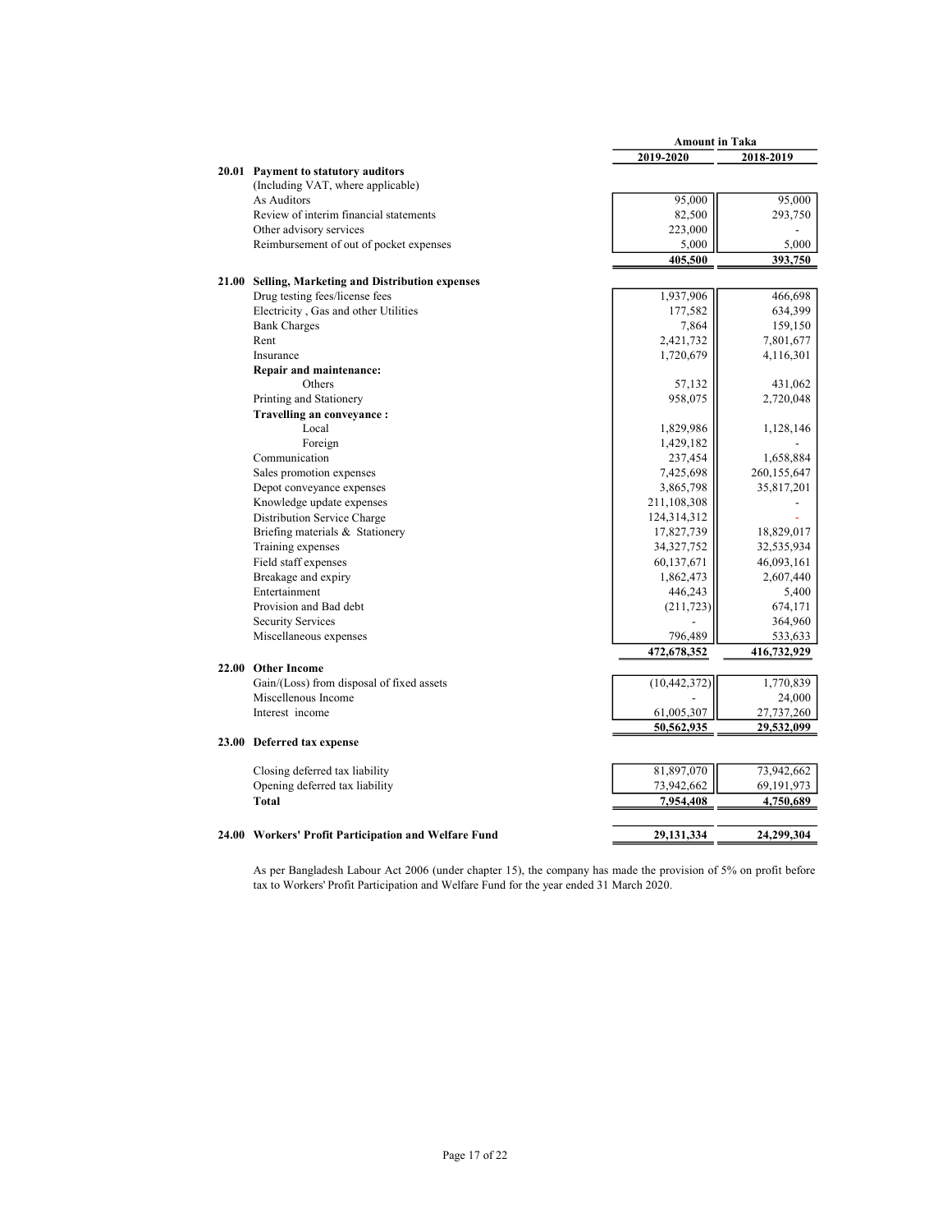| | | Amount in Taka | |
|---|---|---|---|
| | | 2019-2020 | 2018-2019 |
| **20.01** | **Payment to statutory auditors** | | |
| | (Including VAT, where applicable) | | |
| | As Auditors | 95,000 | 95,000 |
| | Review of interim financial statements | 82,500 | 293,750 |
| | Other advisory services | 223,000 | - |
| | Reimbursement of out of pocket expenses | 5,000 | 5,000 |
| | | **405,500** | **393,750** |
| **21.00** | **Selling, Marketing and Distribution expenses** | | |
| | Drug testing fees/license fees | 1,937,906 | 466,698 |
| | Electricity , Gas and other Utilities | 177,582 | 634,399 |
| | Bank Charges | 7,864 | 159,150 |
| | Rent | 2,421,732 | 7,801,677 |
| | Insurance | 1,720,679 | 4,116,301 |
| | **Repair and maintenance:** | | |
| | Others | 57,132 | 431,062 |
| | Printing and Stationery | 958,075 | 2,720,048 |
| | **Travelling an conveyance :** | | |
| | Local | 1,829,986 | 1,128,146 |
| | Foreign | 1,429,182 | - |
| | Communication | 237,454 | 1,658,884 |
| | Sales promotion expenses | 7,425,698 | 260,155,647 |
| | Depot conveyance expenses | 3,865,798 | 35,817,201 |
| | Knowledge update expenses | 211,108,308 | - |
| | Distribution Service Charge | 124,314,312 | - |
| | Briefing materials & Stationery | 17,827,739 | 18,829,017 |
| | Training expenses | 34,327,752 | 32,535,934 |
| | Field staff expenses | 60,137,671 | 46,093,161 |
| | Breakage and expiry | 1,862,473 | 2,607,440 |
| | Entertainment | 446,243 | 5,400 |
| | Provision and Bad debt | (211,723) | 674,171 |
| | Security Services | - | 364,960 |
| | Miscellaneous expenses | 796,489 | 533,633 |
| | | **472,678,352** | **416,732,929** |
| **22.00** | **Other Income** | | |
| | Gain/(Loss) from disposal of fixed assets | (10,442,372) | 1,770,839 |
| | Miscellenous Income | - | 24,000 |
| | Interest income | 61,005,307 | 27,737,260 |
| | | **50,562,935** | **29,532,099** |
| **23.00** | **Deferred tax expense** | | |
| | Closing deferred tax liability | 81,897,070 | 73,942,662 |
| | Opening deferred tax liability | 73,942,662 | 69,191,973 |
| | **Total** | **7,954,408** | **4,750,689** |
| **24.00** | **Workers' Profit Participation and Welfare Fund** | **29,131,334** | **24,299,304** |

As per Bangladesh Labour Act 2006 (under chapter 15), the company has made the provision of 5% on profit before tax to Workers' Profit Participation and Welfare Fund for the year ended 31 March 2020.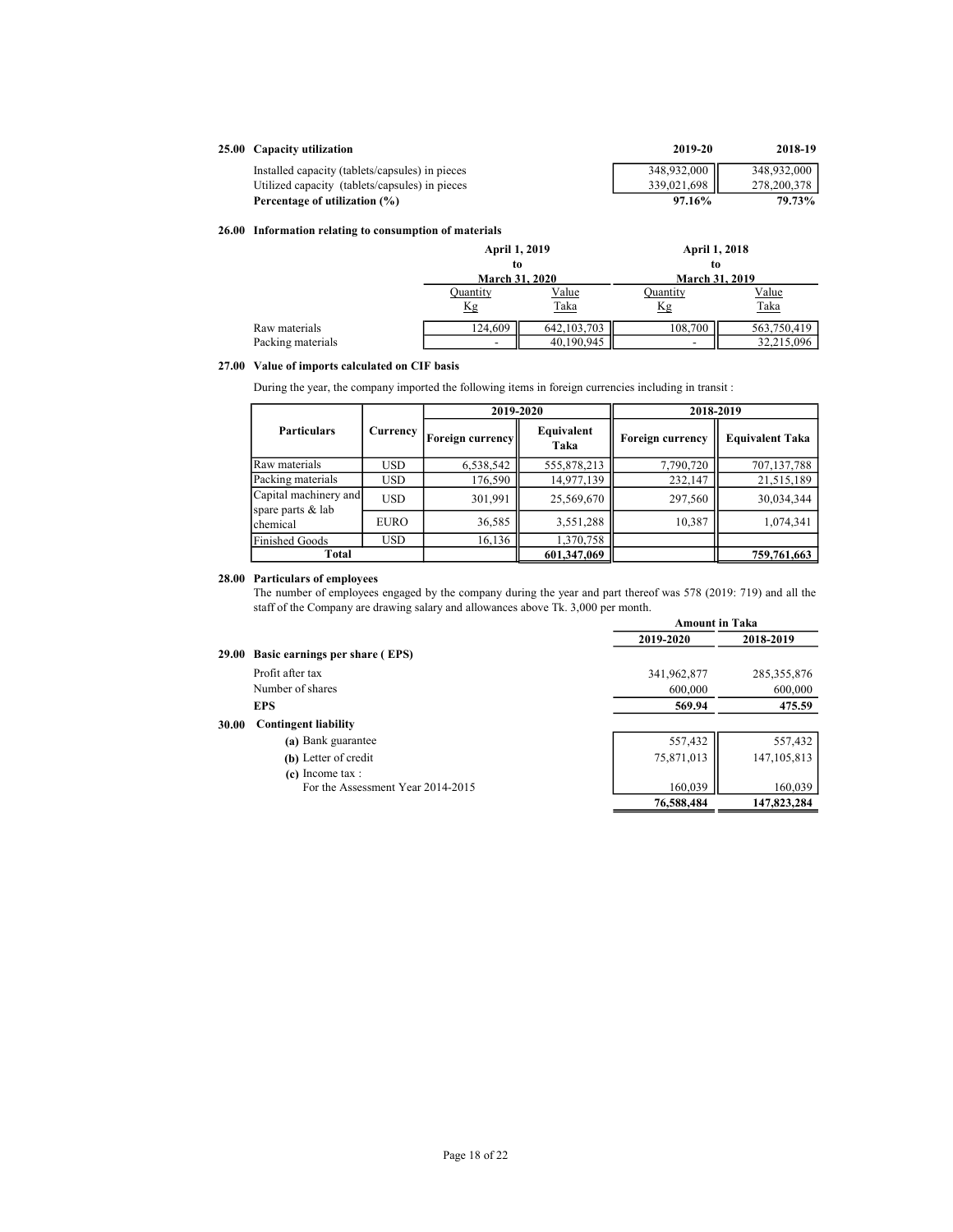## 25.00 Capacity utilization

| | 2019-20 | 2018-19 |
|---|---|---|
| Installed capacity (tablets/capsules) in pieces | 348,932,000 | 348,932,000 |
| Utilized capacity (tablets/capsules) in pieces | 339,021,698 | 278,200,378 |
| **Percentage of utilization (%)** | **97.16%** | **79.73%** |

## 26.00 Information relating to consumption of materials

| | April 1, 2019 to March 31, 2020 | | April 1, 2018 to March 31, 2019 | |
|---|---|---|---|---|
| | Quantity Kg | Value Taka | Quantity Kg | Value Taka |
| Raw materials | 124,609 | 642,103,703 | 108,700 | 563,750,419 |
| Packing materials | - | 40,190,945 | - | 32,215,096 |

## 27.00 Value of imports calculated on CIF basis

During the year, the company imported the following items in foreign currencies including in transit :

| Particulars | Currency | 2019-2020 | | 2018-2019 | |
|---|---|---|---|---|---|
| | | Foreign currency | Equivalent Taka | Foreign currency | Equivalent Taka |
| Raw materials | USD | 6,538,542 | 555,878,213 | 7,790,720 | 707,137,788 |
| Packing materials | USD | 176,590 | 14,977,139 | 232,147 | 21,515,189 |
| Capital machinery and spare parts & lab chemical | USD | 301,991 | 25,569,670 | 297,560 | 30,034,344 |
| | EURO | 36,585 | 3,551,288 | 10,387 | 1,074,341 |
| Finished Goods | USD | 16,136 | 1,370,758 | | |
| **Total** | | | **601,347,069** | | **759,761,663** |

## 28.00 Particulars of employees

The number of employees engaged by the company during the year and part thereof was 578 (2019: 719) and all the staff of the Company are drawing salary and allowances above Tk. 3,000 per month.

| | Amount in Taka | |
|---|---|---|
| | 2019-2020 | 2018-2019 |
| **29.00 Basic earnings per share ( EPS)** | | |
| Profit after tax | 341,962,877 | 285,355,876 |
| Number of shares | 600,000 | 600,000 |
| **EPS** | **569.94** | **475.59** |
| **30.00 Contingent liability** | | |
| (a) Bank guarantee | 557,432 | 557,432 |
| (b) Letter of credit | 75,871,013 | 147,105,813 |
| (c) Income tax : For the Assessment Year 2014-2015 | 160,039 | 160,039 |
| | **76,588,484** | **147,823,284** |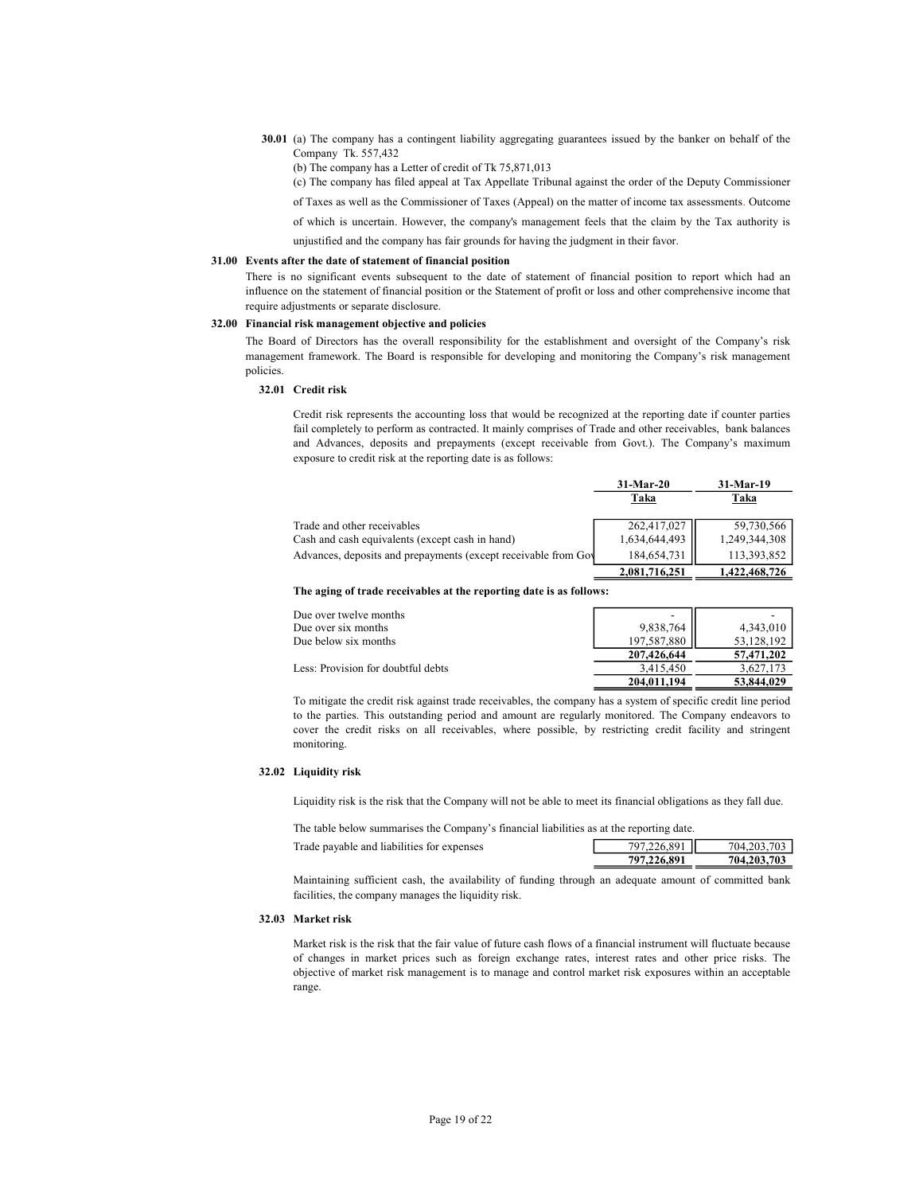**30.01** (a) The company has a contingent liability aggregating guarantees issued by the banker on behalf of the Company Tk. 557,432

(b) The company has a Letter of credit of Tk 75,871,013

(c) The company has filed appeal at Tax Appellate Tribunal against the order of the Deputy Commissioner of Taxes as well as the Commissioner of Taxes (Appeal) on the matter of income tax assessments. Outcome of which is uncertain. However, the company's management feels that the claim by the Tax authority is unjustified and the company has fair grounds for having the judgment in their favor.

## 31.00 Events after the date of statement of financial position

There is no significant events subsequent to the date of statement of financial position to report which had an influence on the statement of financial position or the Statement of profit or loss and other comprehensive income that require adjustments or separate disclosure.

## 32.00 Financial risk management objective and policies

The Board of Directors has the overall responsibility for the establishment and oversight of the Company's risk management framework. The Board is responsible for developing and monitoring the Company's risk management policies.

### 32.01 Credit risk

Credit risk represents the accounting loss that would be recognized at the reporting date if counter parties fail completely to perform as contracted. It mainly comprises of Trade and other receivables, bank balances and Advances, deposits and prepayments (except receivable from Govt.). The Company's maximum exposure to credit risk at the reporting date is as follows:

| | 31-Mar-20<br>Taka | 31-Mar-19<br>Taka |
|---|---|---|
| Trade and other receivables | 262,417,027 | 59,730,566 |
| Cash and cash equivalents (except cash in hand) | 1,634,644,493 | 1,249,344,308 |
| Advances, deposits and prepayments (except receivable from Gov | 184,654,731 | 113,393,852 |
| | **2,081,716,251** | **1,422,468,726** |

**The aging of trade receivables at the reporting date is as follows:**

| | 31-Mar-20 | 31-Mar-19 |
|---|---|---|
| Due over twelve months | - | - |
| Due over six months | 9,838,764 | 4,343,010 |
| Due below six months | 197,587,880 | 53,128,192 |
| | **207,426,644** | **57,471,202** |
| Less: Provision for doubtful debts | 3,415,450 | 3,627,173 |
| | **204,011,194** | **53,844,029** |

To mitigate the credit risk against trade receivables, the company has a system of specific credit line period to the parties. This outstanding period and amount are regularly monitored. The Company endeavors to cover the credit risks on all receivables, where possible, by restricting credit facility and stringent monitoring.

### 32.02 Liquidity risk

Liquidity risk is the risk that the Company will not be able to meet its financial obligations as they fall due.

The table below summarises the Company's financial liabilities as at the reporting date.

| | 31-Mar-20 | 31-Mar-19 |
|---|---|---|
| Trade payable and liabilities for expenses | 797,226,891 | 704,203,703 |
| | **797,226,891** | **704,203,703** |

Maintaining sufficient cash, the availability of funding through an adequate amount of committed bank facilities, the company manages the liquidity risk.

### 32.03 Market risk

Market risk is the risk that the fair value of future cash flows of a financial instrument will fluctuate because of changes in market prices such as foreign exchange rates, interest rates and other price risks. The objective of market risk management is to manage and control market risk exposures within an acceptable range.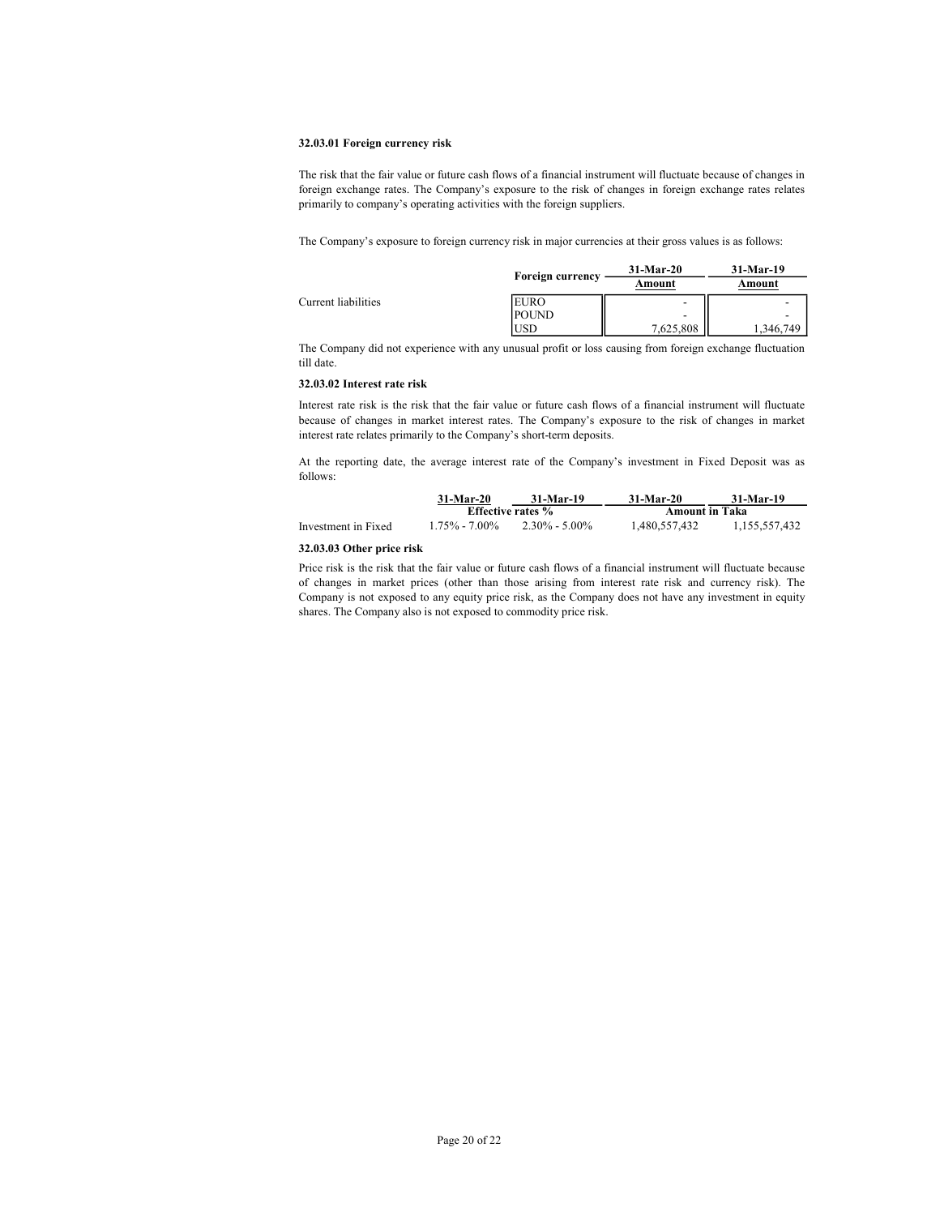#### 32.03.01 Foreign currency risk

The risk that the fair value or future cash flows of a financial instrument will fluctuate because of changes in foreign exchange rates. The Company's exposure to the risk of changes in foreign exchange rates relates primarily to company's operating activities with the foreign suppliers.

The Company's exposure to foreign currency risk in major currencies at their gross values is as follows:

| | Foreign currency | 31-Mar-20 | 31-Mar-19 |
|---|---|---|---|
| | | Amount | Amount |
| Current liabilities | EURO | - | - |
| | POUND | - | - |
| | USD | 7,625,808 | 1,346,749 |

The Company did not experience with any unusual profit or loss causing from foreign exchange fluctuation till date.

#### 32.03.02 Interest rate risk

Interest rate risk is the risk that the fair value or future cash flows of a financial instrument will fluctuate because of changes in market interest rates. The Company's exposure to the risk of changes in market interest rate relates primarily to the Company's short-term deposits.

At the reporting date, the average interest rate of the Company's investment in Fixed Deposit was as follows:

| | 31-Mar-20 | 31-Mar-19 | 31-Mar-20 | 31-Mar-19 |
|---|---|---|---|---|
| | Effective rates % | | Amount in Taka | |
| Investment in Fixed | 1.75% - 7.00% | 2.30% - 5.00% | 1,480,557,432 | 1,155,557,432 |

#### 32.03.03 Other price risk

Price risk is the risk that the fair value or future cash flows of a financial instrument will fluctuate because of changes in market prices (other than those arising from interest rate risk and currency risk). The Company is not exposed to any equity price risk, as the Company does not have any investment in equity shares. The Company also is not exposed to commodity price risk.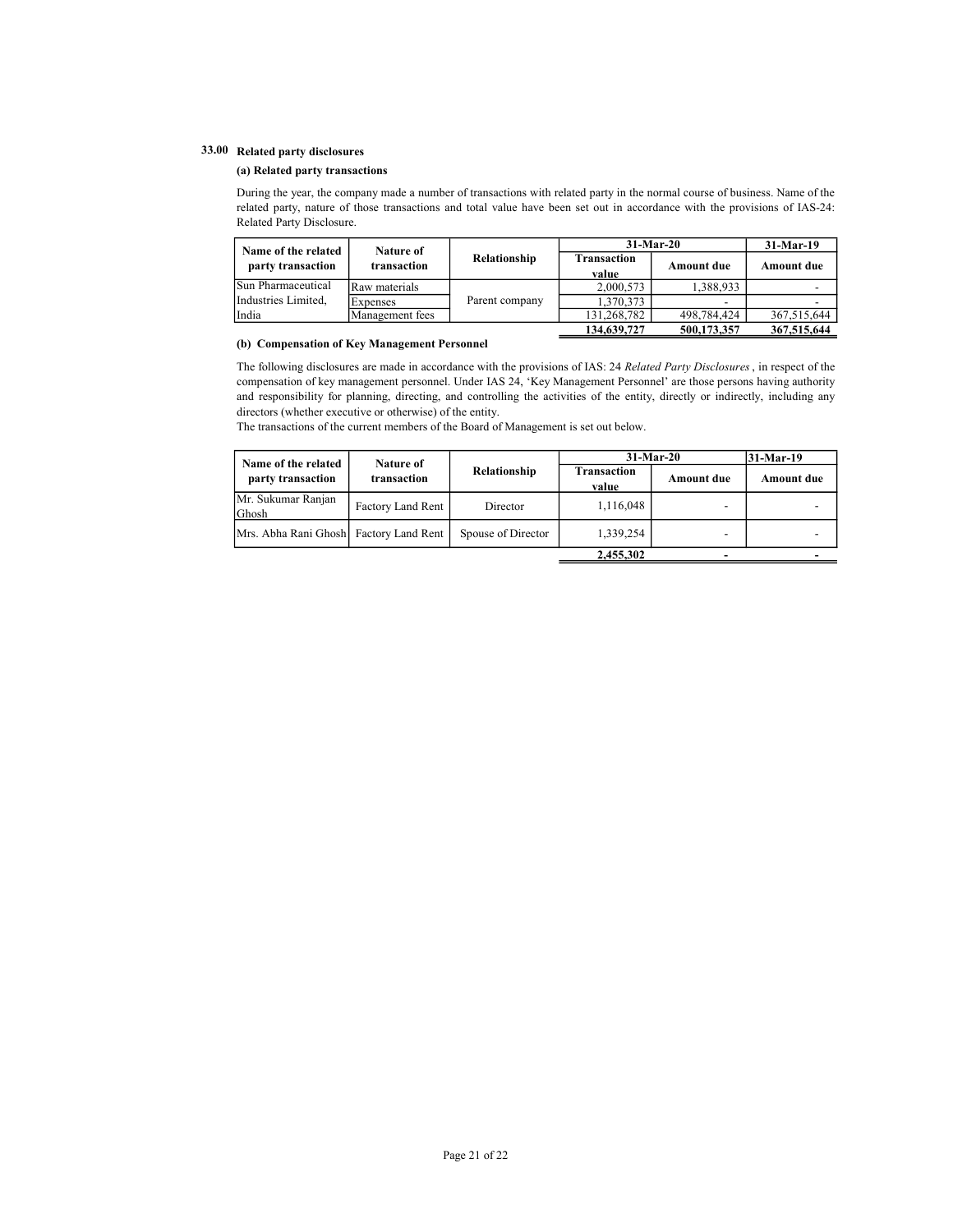## 33.00 Related party disclosures

### (a) Related party transactions

During the year, the company made a number of transactions with related party in the normal course of business. Name of the related party, nature of those transactions and total value have been set out in accordance with the provisions of IAS-24: Related Party Disclosure.

| Name of the related party transaction | Nature of transaction | Relationship | 31-Mar-20 | | 31-Mar-19 |
|---|---|---|---|---|---|
| | | | Transaction value | Amount due | Amount due |
| Sun Pharmaceutical Industries Limited, India | Raw materials | Parent company | 2,000,573 | 1,388,933 | - |
| | Expenses | | 1,370,373 | - | - |
| | Management fees | | 131,268,782 | 498,784,424 | 367,515,644 |
| | | | **134,639,727** | **500,173,357** | **367,515,644** |

### (b) Compensation of Key Management Personnel

The following disclosures are made in accordance with the provisions of IAS: 24 *Related Party Disclosures*, in respect of the compensation of key management personnel. Under IAS 24, 'Key Management Personnel' are those persons having authority and responsibility for planning, directing, and controlling the activities of the entity, directly or indirectly, including any directors (whether executive or otherwise) of the entity.
The transactions of the current members of the Board of Management is set out below.

| Name of the related party transaction | Nature of transaction | Relationship | 31-Mar-20 | | 31-Mar-19 |
|---|---|---|---|---|---|
| | | | Transaction value | Amount due | Amount due |
| Mr. Sukumar Ranjan Ghosh | Factory Land Rent | Director | 1,116,048 | - | - |
| Mrs. Abha Rani Ghosh | Factory Land Rent | Spouse of Director | 1,339,254 | - | - |
| | | | **2,455,302** | **-** | **-** |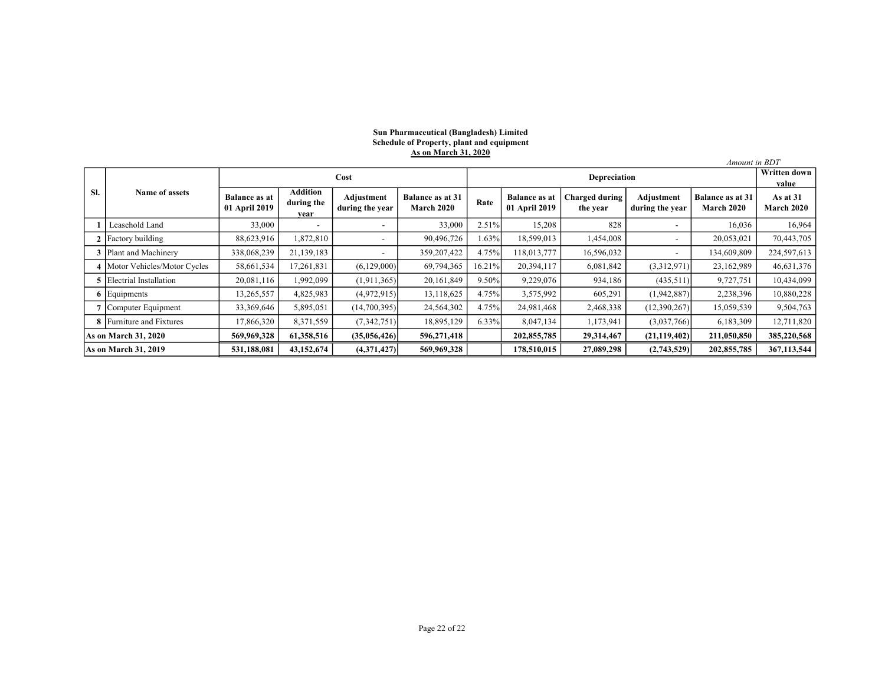**Sun Pharmaceutical (Bangladesh) Limited**
**Schedule of Property, plant and equipment**
**As on March 31, 2020**

*Amount in BDT*

| Sl. | Name of assets | Cost | | | | Depreciation | | | | | Written down value |
|---|---|---|---|---|---|---|---|---|---|---|---|
| | | Balance as at 01 April 2019 | Addition during the year | Adjustment during the year | Balance as at 31 March 2020 | Rate | Balance as at 01 April 2019 | Charged during the year | Adjustment during the year | Balance as at 31 March 2020 | As at 31 March 2020 |
| 1 | Leasehold Land | 33,000 | - | - | 33,000 | 2.51% | 15,208 | 828 | - | 16,036 | 16,964 |
| 2 | Factory building | 88,623,916 | 1,872,810 | - | 90,496,726 | 1.63% | 18,599,013 | 1,454,008 | - | 20,053,021 | 70,443,705 |
| 3 | Plant and Machinery | 338,068,239 | 21,139,183 | - | 359,207,422 | 4.75% | 118,013,777 | 16,596,032 | - | 134,609,809 | 224,597,613 |
| 4 | Motor Vehicles/Motor Cycles | 58,661,534 | 17,261,831 | (6,129,000) | 69,794,365 | 16.21% | 20,394,117 | 6,081,842 | (3,312,971) | 23,162,989 | 46,631,376 |
| 5 | Electrial Installation | 20,081,116 | 1,992,099 | (1,911,365) | 20,161,849 | 9.50% | 9,229,076 | 934,186 | (435,511) | 9,727,751 | 10,434,099 |
| 6 | Equipments | 13,265,557 | 4,825,983 | (4,972,915) | 13,118,625 | 4.75% | 3,575,992 | 605,291 | (1,942,887) | 2,238,396 | 10,880,228 |
| 7 | Computer Equipment | 33,369,646 | 5,895,051 | (14,700,395) | 24,564,302 | 4.75% | 24,981,468 | 2,468,338 | (12,390,267) | 15,059,539 | 9,504,763 |
| 8 | Furniture and Fixtures | 17,866,320 | 8,371,559 | (7,342,751) | 18,895,129 | 6.33% | 8,047,134 | 1,173,941 | (3,037,766) | 6,183,309 | 12,711,820 |
| **As on March 31, 2020** | | **569,969,328** | **61,358,516** | **(35,056,426)** | **596,271,418** | | **202,855,785** | **29,314,467** | **(21,119,402)** | **211,050,850** | **385,220,568** |
| **As on March 31, 2019** | | **531,188,081** | **43,152,674** | **(4,371,427)** | **569,969,328** | | **178,510,015** | **27,089,298** | **(2,743,529)** | **202,855,785** | **367,113,544** |